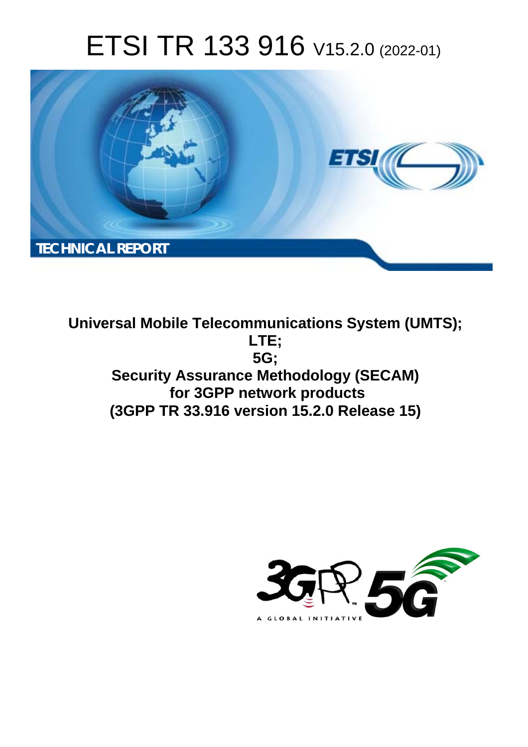# ETSI TR 133 916 V15.2.0 (2022-01)

TECHNICAL REPORT

**Universal Mobile Telecommunications System (UMTS); LTE; 5G; Security Assurance Methodology (SECAM) for 3GPP network products (3GPP TR 33.916 version 15.2.0 Release 15)**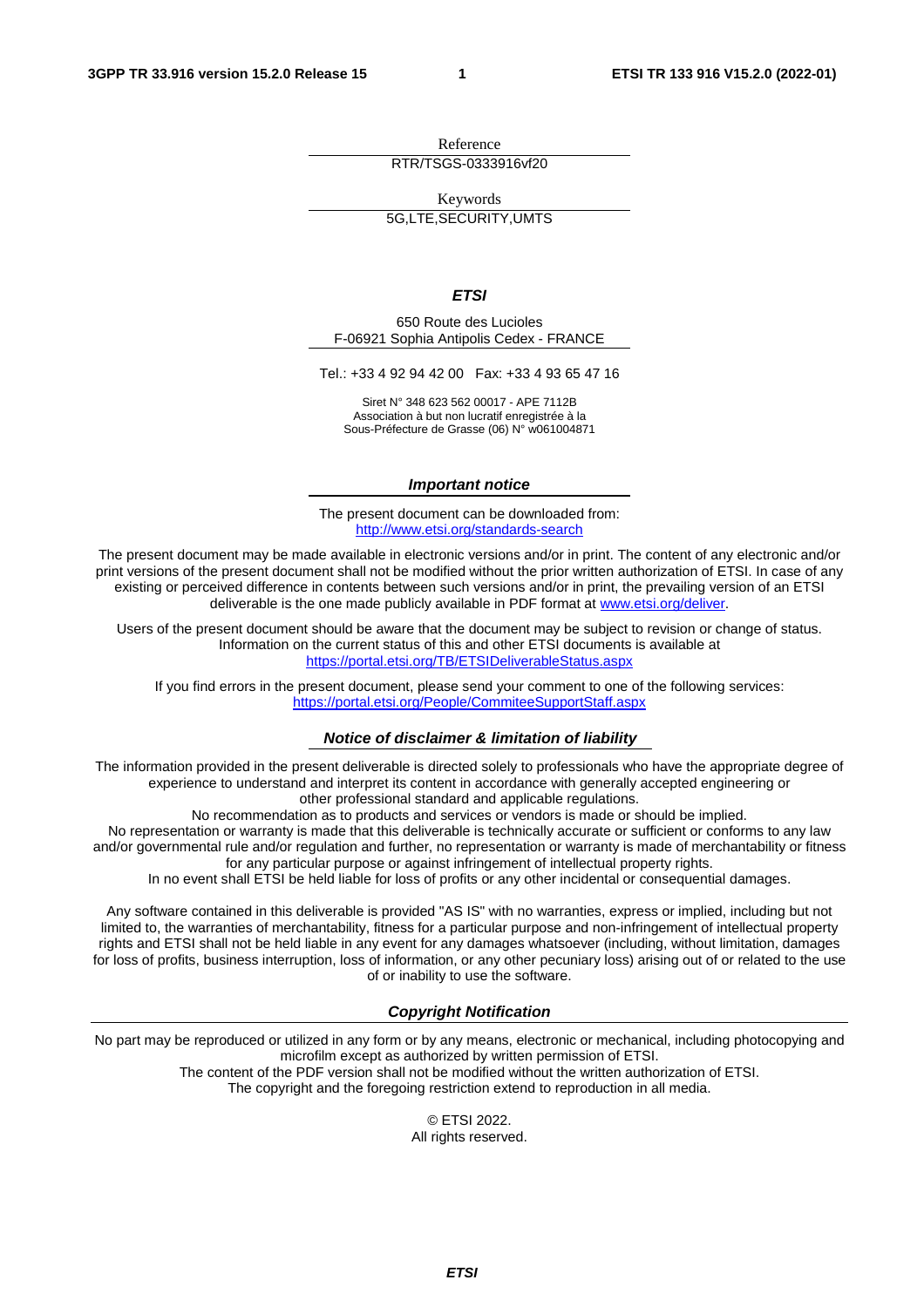Reference

RTR/TSGS-0333916vf20

Keywords

5G,LTE,SECURITY,UMTS

***ETSI***

650 Route des Lucioles
F-06921 Sophia Antipolis Cedex - FRANCE

Tel.: +33 4 92 94 42 00   Fax: +33 4 93 65 47 16

Siret N° 348 623 562 00017 - APE 7112B
Association à but non lucratif enregistrée à la
Sous-Préfecture de Grasse (06) N° w061004871

***Important notice***

The present document can be downloaded from:
http://www.etsi.org/standards-search

The present document may be made available in electronic versions and/or in print. The content of any electronic and/or print versions of the present document shall not be modified without the prior written authorization of ETSI. In case of any existing or perceived difference in contents between such versions and/or in print, the prevailing version of an ETSI deliverable is the one made publicly available in PDF format at www.etsi.org/deliver.

Users of the present document should be aware that the document may be subject to revision or change of status. Information on the current status of this and other ETSI documents is available at https://portal.etsi.org/TB/ETSIDeliverableStatus.aspx

If you find errors in the present document, please send your comment to one of the following services:
https://portal.etsi.org/People/CommiteeSupportStaff.aspx

***Notice of disclaimer & limitation of liability***

The information provided in the present deliverable is directed solely to professionals who have the appropriate degree of experience to understand and interpret its content in accordance with generally accepted engineering or other professional standard and applicable regulations.
No recommendation as to products and services or vendors is made or should be implied.
No representation or warranty is made that this deliverable is technically accurate or sufficient or conforms to any law and/or governmental rule and/or regulation and further, no representation or warranty is made of merchantability or fitness for any particular purpose or against infringement of intellectual property rights.
In no event shall ETSI be held liable for loss of profits or any other incidental or consequential damages.

Any software contained in this deliverable is provided "AS IS" with no warranties, express or implied, including but not limited to, the warranties of merchantability, fitness for a particular purpose and non-infringement of intellectual property rights and ETSI shall not be held liable in any event for any damages whatsoever (including, without limitation, damages for loss of profits, business interruption, loss of information, or any other pecuniary loss) arising out of or related to the use of or inability to use the software.

***Copyright Notification***

No part may be reproduced or utilized in any form or by any means, electronic or mechanical, including photocopying and microfilm except as authorized by written permission of ETSI.
The content of the PDF version shall not be modified without the written authorization of ETSI.
The copyright and the foregoing restriction extend to reproduction in all media.

© ETSI 2022.
All rights reserved.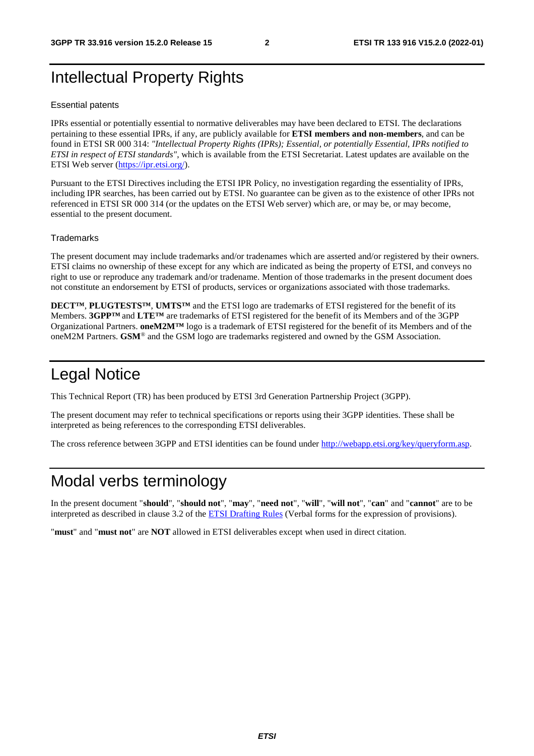# Intellectual Property Rights

## Essential patents

IPRs essential or potentially essential to normative deliverables may have been declared to ETSI. The declarations pertaining to these essential IPRs, if any, are publicly available for **ETSI members and non-members**, and can be found in ETSI SR 000 314: *"Intellectual Property Rights (IPRs); Essential, or potentially Essential, IPRs notified to ETSI in respect of ETSI standards"*, which is available from the ETSI Secretariat. Latest updates are available on the ETSI Web server (https://ipr.etsi.org/).

Pursuant to the ETSI Directives including the ETSI IPR Policy, no investigation regarding the essentiality of IPRs, including IPR searches, has been carried out by ETSI. No guarantee can be given as to the existence of other IPRs not referenced in ETSI SR 000 314 (or the updates on the ETSI Web server) which are, or may be, or may become, essential to the present document.

## Trademarks

The present document may include trademarks and/or tradenames which are asserted and/or registered by their owners. ETSI claims no ownership of these except for any which are indicated as being the property of ETSI, and conveys no right to use or reproduce any trademark and/or tradename. Mention of those trademarks in the present document does not constitute an endorsement by ETSI of products, services or organizations associated with those trademarks.

**DECT™**, **PLUGTESTS™**, **UMTS™** and the ETSI logo are trademarks of ETSI registered for the benefit of its Members. **3GPP™** and **LTE™** are trademarks of ETSI registered for the benefit of its Members and of the 3GPP Organizational Partners. **oneM2M™** logo is a trademark of ETSI registered for the benefit of its Members and of the oneM2M Partners. **GSM**® and the GSM logo are trademarks registered and owned by the GSM Association.

# Legal Notice

This Technical Report (TR) has been produced by ETSI 3rd Generation Partnership Project (3GPP).

The present document may refer to technical specifications or reports using their 3GPP identities. These shall be interpreted as being references to the corresponding ETSI deliverables.

The cross reference between 3GPP and ETSI identities can be found under http://webapp.etsi.org/key/queryform.asp.

# Modal verbs terminology

In the present document "**should**", "**should not**", "**may**", "**need not**", "**will**", "**will not**", "**can**" and "**cannot**" are to be interpreted as described in clause 3.2 of the ETSI Drafting Rules (Verbal forms for the expression of provisions).

"**must**" and "**must not**" are **NOT** allowed in ETSI deliverables except when used in direct citation.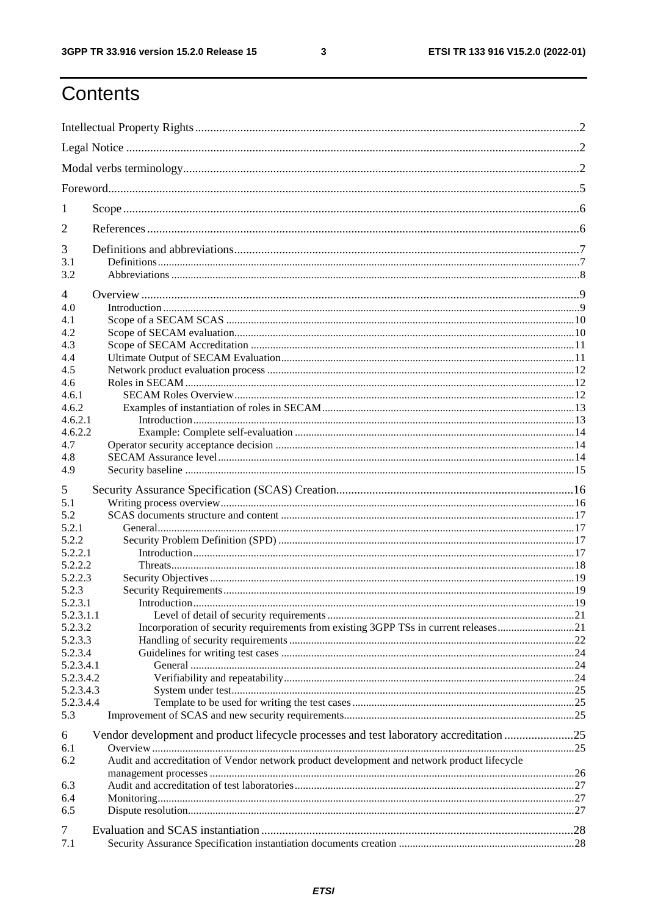# Contents

Intellectual Property Rights ..... 2
Legal Notice ..... 2
Modal verbs terminology ..... 2
Foreword ..... 5
1 Scope ..... 6
2 References ..... 6
3 Definitions and abbreviations ..... 7
3.1 Definitions ..... 7
3.2 Abbreviations ..... 8
4 Overview ..... 9
4.0 Introduction ..... 9
4.1 Scope of a SECAM SCAS ..... 10
4.2 Scope of SECAM evaluation ..... 10
4.3 Scope of SECAM Accreditation ..... 11
4.4 Ultimate Output of SECAM Evaluation ..... 11
4.5 Network product evaluation process ..... 12
4.6 Roles in SECAM ..... 12
4.6.1 SECAM Roles Overview ..... 12
4.6.2 Examples of instantiation of roles in SECAM ..... 13
4.6.2.1 Introduction ..... 13
4.6.2.2 Example: Complete self-evaluation ..... 14
4.7 Operator security acceptance decision ..... 14
4.8 SECAM Assurance level ..... 14
4.9 Security baseline ..... 15
5 Security Assurance Specification (SCAS) Creation ..... 16
5.1 Writing process overview ..... 16
5.2 SCAS documents structure and content ..... 17
5.2.1 General ..... 17
5.2.2 Security Problem Definition (SPD) ..... 17
5.2.2.1 Introduction ..... 17
5.2.2.2 Threats ..... 18
5.2.2.3 Security Objectives ..... 19
5.2.3 Security Requirements ..... 19
5.2.3.1 Introduction ..... 19
5.2.3.1.1 Level of detail of security requirements ..... 21
5.2.3.2 Incorporation of security requirements from existing 3GPP TSs in current releases ..... 21
5.2.3.3 Handling of security requirements ..... 22
5.2.3.4 Guidelines for writing test cases ..... 24
5.2.3.4.1 General ..... 24
5.2.3.4.2 Verifiability and repeatability ..... 24
5.2.3.4.3 System under test ..... 25
5.2.3.4.4 Template to be used for writing the test cases ..... 25
5.3 Improvement of SCAS and new security requirements ..... 25
6 Vendor development and product lifecycle processes and test laboratory accreditation ..... 25
6.1 Overview ..... 25
6.2 Audit and accreditation of Vendor network product development and network product lifecycle management processes ..... 26
6.3 Audit and accreditation of test laboratories ..... 27
6.4 Monitoring ..... 27
6.5 Dispute resolution ..... 27
7 Evaluation and SCAS instantiation ..... 28
7.1 Security Assurance Specification instantiation documents creation ..... 28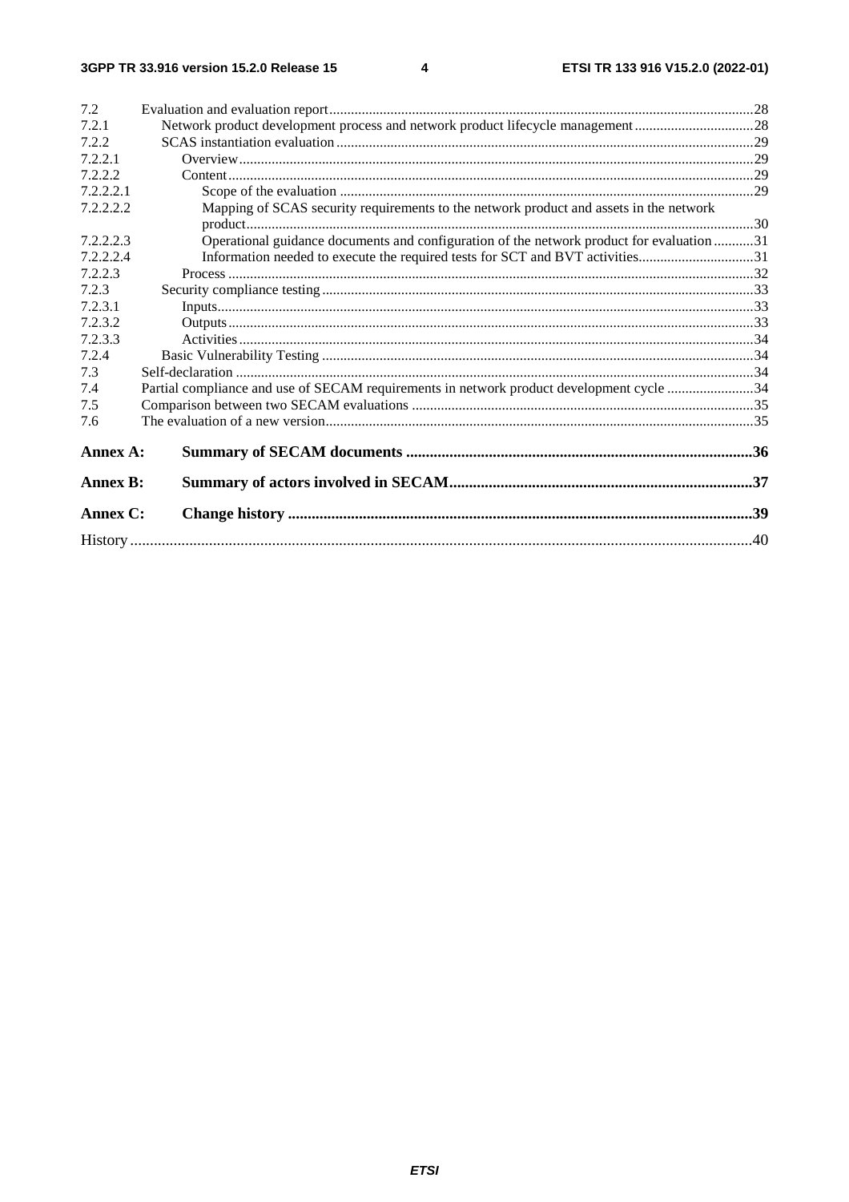7.2 Evaluation and evaluation report .......... 28
7.2.1 Network product development process and network product lifecycle management .......... 28
7.2.2 SCAS instantiation evaluation .......... 29
7.2.2.1 Overview .......... 29
7.2.2.2 Content .......... 29
7.2.2.2.1 Scope of the evaluation .......... 29
7.2.2.2.2 Mapping of SCAS security requirements to the network product and assets in the network product .......... 30
7.2.2.2.3 Operational guidance documents and configuration of the network product for evaluation .......... 31
7.2.2.2.4 Information needed to execute the required tests for SCT and BVT activities .......... 31
7.2.2.3 Process .......... 32
7.2.3 Security compliance testing .......... 33
7.2.3.1 Inputs .......... 33
7.2.3.2 Outputs .......... 33
7.2.3.3 Activities .......... 34
7.2.4 Basic Vulnerability Testing .......... 34
7.3 Self-declaration .......... 34
7.4 Partial compliance and use of SECAM requirements in network product development cycle .......... 34
7.5 Comparison between two SECAM evaluations .......... 35
7.6 The evaluation of a new version .......... 35

**Annex A: Summary of SECAM documents .......... 36**

**Annex B: Summary of actors involved in SECAM .......... 37**

**Annex C: Change history .......... 39**

History .......... 40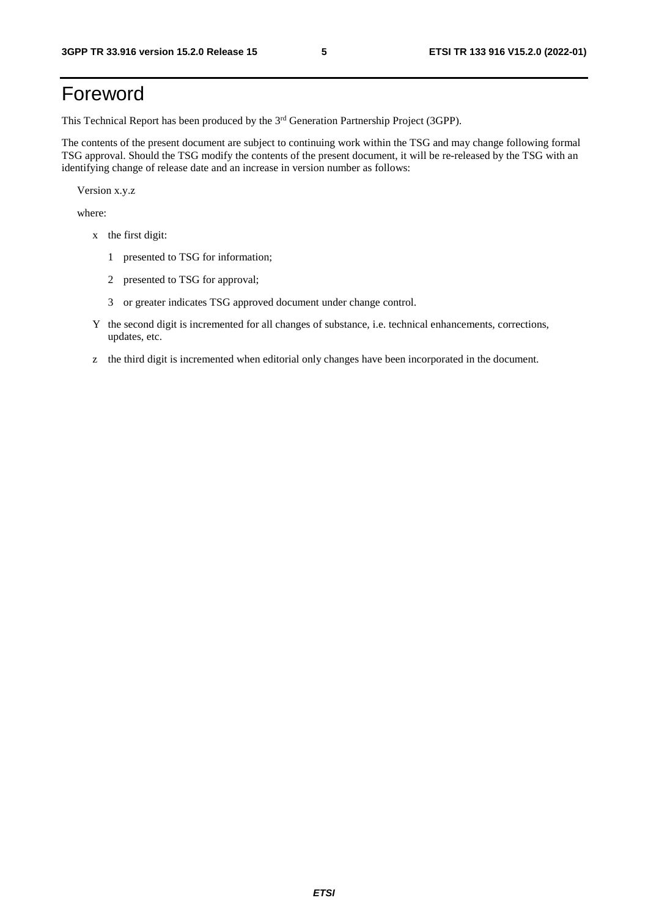# Foreword

This Technical Report has been produced by the 3rd Generation Partnership Project (3GPP).

The contents of the present document are subject to continuing work within the TSG and may change following formal TSG approval. Should the TSG modify the contents of the present document, it will be re-released by the TSG with an identifying change of release date and an increase in version number as follows:

Version x.y.z

where:

- x the first digit:
  - 1 presented to TSG for information;
  - 2 presented to TSG for approval;
  - 3 or greater indicates TSG approved document under change control.
- Y the second digit is incremented for all changes of substance, i.e. technical enhancements, corrections, updates, etc.
- z the third digit is incremented when editorial only changes have been incorporated in the document.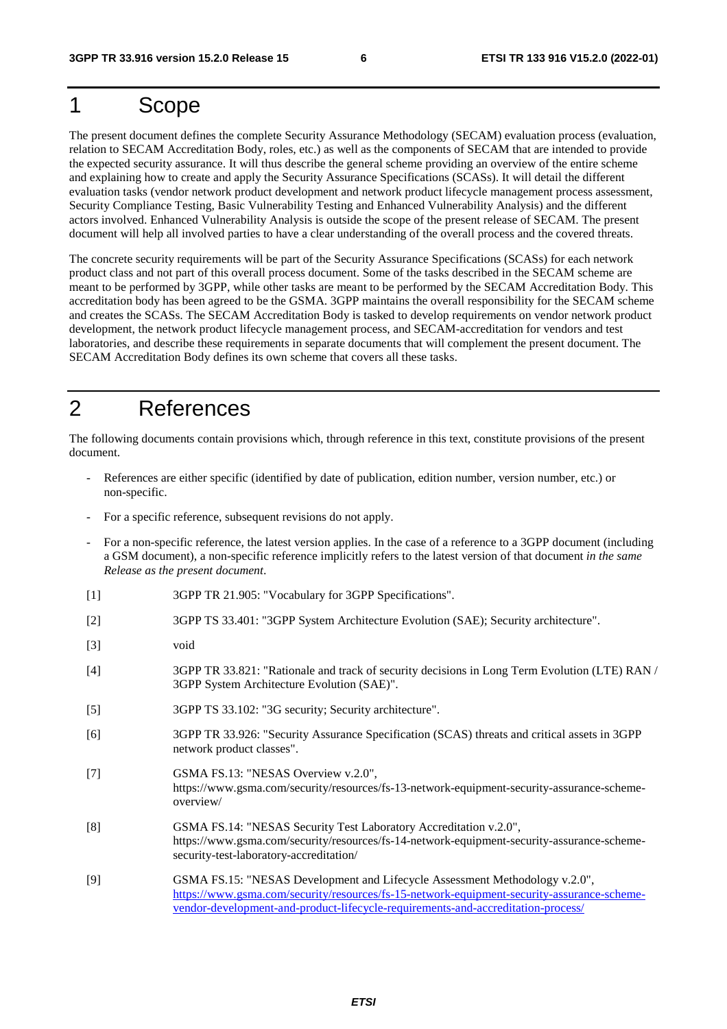# 1 Scope

The present document defines the complete Security Assurance Methodology (SECAM) evaluation process (evaluation, relation to SECAM Accreditation Body, roles, etc.) as well as the components of SECAM that are intended to provide the expected security assurance. It will thus describe the general scheme providing an overview of the entire scheme and explaining how to create and apply the Security Assurance Specifications (SCASs). It will detail the different evaluation tasks (vendor network product development and network product lifecycle management process assessment, Security Compliance Testing, Basic Vulnerability Testing and Enhanced Vulnerability Analysis) and the different actors involved. Enhanced Vulnerability Analysis is outside the scope of the present release of SECAM. The present document will help all involved parties to have a clear understanding of the overall process and the covered threats.

The concrete security requirements will be part of the Security Assurance Specifications (SCASs) for each network product class and not part of this overall process document. Some of the tasks described in the SECAM scheme are meant to be performed by 3GPP, while other tasks are meant to be performed by the SECAM Accreditation Body. This accreditation body has been agreed to be the GSMA. 3GPP maintains the overall responsibility for the SECAM scheme and creates the SCASs. The SECAM Accreditation Body is tasked to develop requirements on vendor network product development, the network product lifecycle management process, and SECAM-accreditation for vendors and test laboratories, and describe these requirements in separate documents that will complement the present document. The SECAM Accreditation Body defines its own scheme that covers all these tasks.

# 2 References

The following documents contain provisions which, through reference in this text, constitute provisions of the present document.

- References are either specific (identified by date of publication, edition number, version number, etc.) or non-specific.
- For a specific reference, subsequent revisions do not apply.
- For a non-specific reference, the latest version applies. In the case of a reference to a 3GPP document (including a GSM document), a non-specific reference implicitly refers to the latest version of that document *in the same Release as the present document*.

[1] 3GPP TR 21.905: "Vocabulary for 3GPP Specifications".

[2] 3GPP TS 33.401: "3GPP System Architecture Evolution (SAE); Security architecture".

[3] void

[4] 3GPP TR 33.821: "Rationale and track of security decisions in Long Term Evolution (LTE) RAN / 3GPP System Architecture Evolution (SAE)".

[5] 3GPP TS 33.102: "3G security; Security architecture".

[6] 3GPP TR 33.926: "Security Assurance Specification (SCAS) threats and critical assets in 3GPP network product classes".

[7] GSMA FS.13: "NESAS Overview v.2.0", https://www.gsma.com/security/resources/fs-13-network-equipment-security-assurance-scheme-overview/

[8] GSMA FS.14: "NESAS Security Test Laboratory Accreditation v.2.0", https://www.gsma.com/security/resources/fs-14-network-equipment-security-assurance-scheme-security-test-laboratory-accreditation/

[9] GSMA FS.15: "NESAS Development and Lifecycle Assessment Methodology v.2.0", https://www.gsma.com/security/resources/fs-15-network-equipment-security-assurance-scheme-vendor-development-and-product-lifecycle-requirements-and-accreditation-process/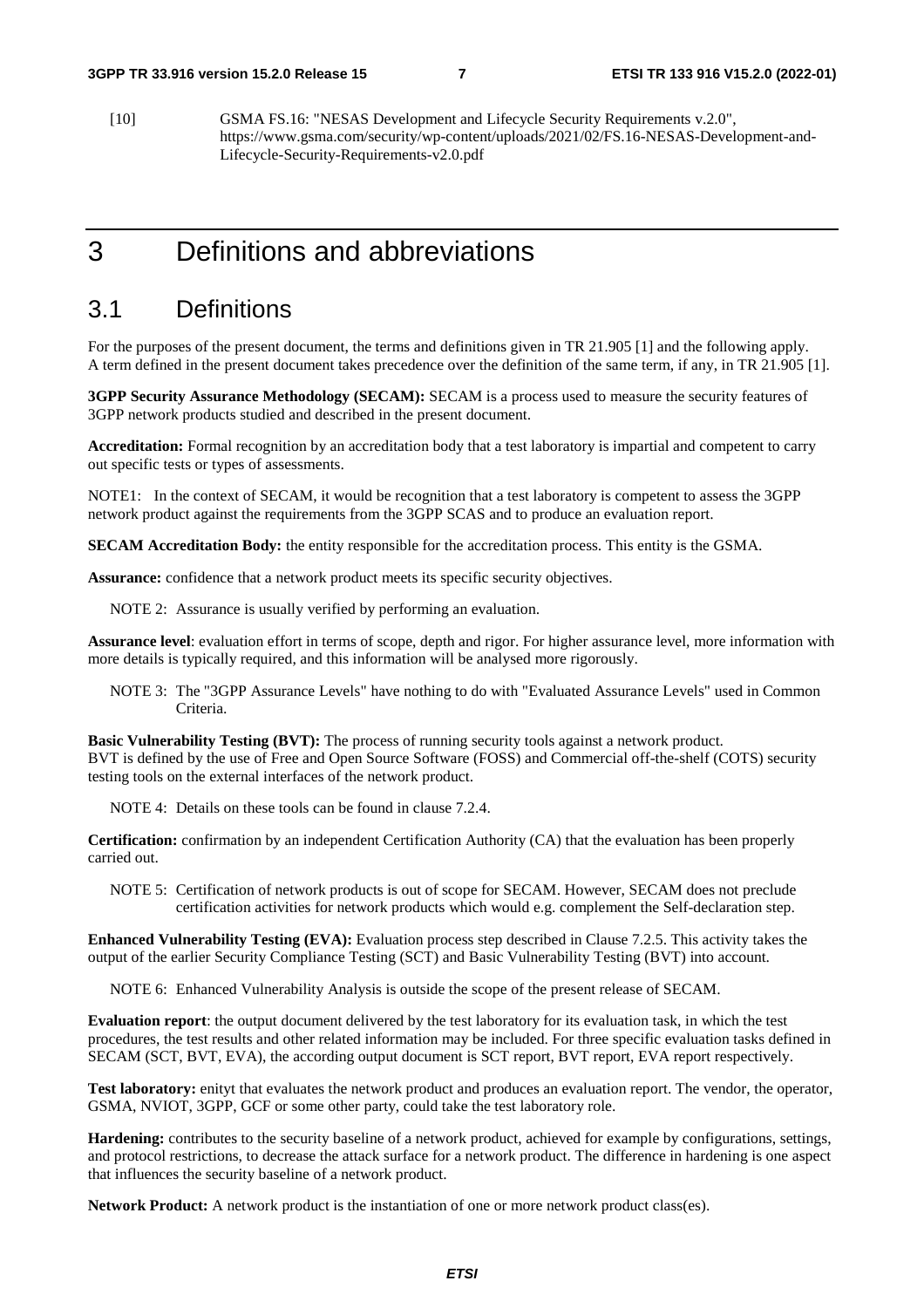[10] GSMA FS.16: "NESAS Development and Lifecycle Security Requirements v.2.0", https://www.gsma.com/security/wp-content/uploads/2021/02/FS.16-NESAS-Development-and-Lifecycle-Security-Requirements-v2.0.pdf

# 3 Definitions and abbreviations

## 3.1 Definitions

For the purposes of the present document, the terms and definitions given in TR 21.905 [1] and the following apply. A term defined in the present document takes precedence over the definition of the same term, if any, in TR 21.905 [1].

**3GPP Security Assurance Methodology (SECAM):** SECAM is a process used to measure the security features of 3GPP network products studied and described in the present document.

**Accreditation:** Formal recognition by an accreditation body that a test laboratory is impartial and competent to carry out specific tests or types of assessments.

NOTE1: In the context of SECAM, it would be recognition that a test laboratory is competent to assess the 3GPP network product against the requirements from the 3GPP SCAS and to produce an evaluation report.

**SECAM Accreditation Body:** the entity responsible for the accreditation process. This entity is the GSMA.

**Assurance:** confidence that a network product meets its specific security objectives.

NOTE 2: Assurance is usually verified by performing an evaluation.

**Assurance level**: evaluation effort in terms of scope, depth and rigor. For higher assurance level, more information with more details is typically required, and this information will be analysed more rigorously.

NOTE 3: The "3GPP Assurance Levels" have nothing to do with "Evaluated Assurance Levels" used in Common Criteria.

**Basic Vulnerability Testing (BVT):** The process of running security tools against a network product. BVT is defined by the use of Free and Open Source Software (FOSS) and Commercial off-the-shelf (COTS) security testing tools on the external interfaces of the network product.

NOTE 4: Details on these tools can be found in clause 7.2.4.

**Certification:** confirmation by an independent Certification Authority (CA) that the evaluation has been properly carried out.

NOTE 5: Certification of network products is out of scope for SECAM. However, SECAM does not preclude certification activities for network products which would e.g. complement the Self-declaration step.

**Enhanced Vulnerability Testing (EVA):** Evaluation process step described in Clause 7.2.5. This activity takes the output of the earlier Security Compliance Testing (SCT) and Basic Vulnerability Testing (BVT) into account.

NOTE 6: Enhanced Vulnerability Analysis is outside the scope of the present release of SECAM.

**Evaluation report**: the output document delivered by the test laboratory for its evaluation task, in which the test procedures, the test results and other related information may be included. For three specific evaluation tasks defined in SECAM (SCT, BVT, EVA), the according output document is SCT report, BVT report, EVA report respectively.

**Test laboratory:** enityt that evaluates the network product and produces an evaluation report. The vendor, the operator, GSMA, NVIOT, 3GPP, GCF or some other party, could take the test laboratory role.

**Hardening:** contributes to the security baseline of a network product, achieved for example by configurations, settings, and protocol restrictions, to decrease the attack surface for a network product. The difference in hardening is one aspect that influences the security baseline of a network product.

**Network Product:** A network product is the instantiation of one or more network product class(es).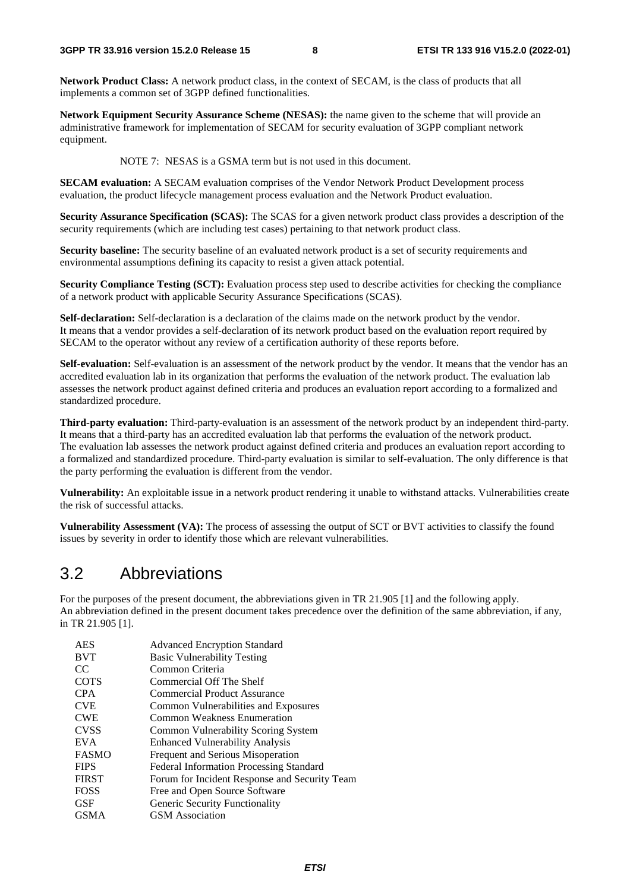**Network Product Class:** A network product class, in the context of SECAM, is the class of products that all implements a common set of 3GPP defined functionalities.

**Network Equipment Security Assurance Scheme (NESAS):** the name given to the scheme that will provide an administrative framework for implementation of SECAM for security evaluation of 3GPP compliant network equipment.

NOTE 7: NESAS is a GSMA term but is not used in this document.

**SECAM evaluation:** A SECAM evaluation comprises of the Vendor Network Product Development process evaluation, the product lifecycle management process evaluation and the Network Product evaluation.

**Security Assurance Specification (SCAS):** The SCAS for a given network product class provides a description of the security requirements (which are including test cases) pertaining to that network product class.

**Security baseline:** The security baseline of an evaluated network product is a set of security requirements and environmental assumptions defining its capacity to resist a given attack potential.

**Security Compliance Testing (SCT):** Evaluation process step used to describe activities for checking the compliance of a network product with applicable Security Assurance Specifications (SCAS).

**Self-declaration:** Self-declaration is a declaration of the claims made on the network product by the vendor. It means that a vendor provides a self-declaration of its network product based on the evaluation report required by SECAM to the operator without any review of a certification authority of these reports before.

**Self-evaluation:** Self-evaluation is an assessment of the network product by the vendor. It means that the vendor has an accredited evaluation lab in its organization that performs the evaluation of the network product. The evaluation lab assesses the network product against defined criteria and produces an evaluation report according to a formalized and standardized procedure.

**Third-party evaluation:** Third-party-evaluation is an assessment of the network product by an independent third-party. It means that a third-party has an accredited evaluation lab that performs the evaluation of the network product. The evaluation lab assesses the network product against defined criteria and produces an evaluation report according to a formalized and standardized procedure. Third-party evaluation is similar to self-evaluation. The only difference is that the party performing the evaluation is different from the vendor.

**Vulnerability:** An exploitable issue in a network product rendering it unable to withstand attacks. Vulnerabilities create the risk of successful attacks.

**Vulnerability Assessment (VA):** The process of assessing the output of SCT or BVT activities to classify the found issues by severity in order to identify those which are relevant vulnerabilities.

## 3.2 Abbreviations

For the purposes of the present document, the abbreviations given in TR 21.905 [1] and the following apply. An abbreviation defined in the present document takes precedence over the definition of the same abbreviation, if any, in TR 21.905 [1].

| | |
|---|---|
| AES | Advanced Encryption Standard |
| BVT | Basic Vulnerability Testing |
| CC | Common Criteria |
| COTS | Commercial Off The Shelf |
| CPA | Commercial Product Assurance |
| CVE | Common Vulnerabilities and Exposures |
| CWE | Common Weakness Enumeration |
| CVSS | Common Vulnerability Scoring System |
| EVA | Enhanced Vulnerability Analysis |
| FASMO | Frequent and Serious Misoperation |
| FIPS | Federal Information Processing Standard |
| FIRST | Forum for Incident Response and Security Team |
| FOSS | Free and Open Source Software |
| GSF | Generic Security Functionality |
| GSMA | GSM Association |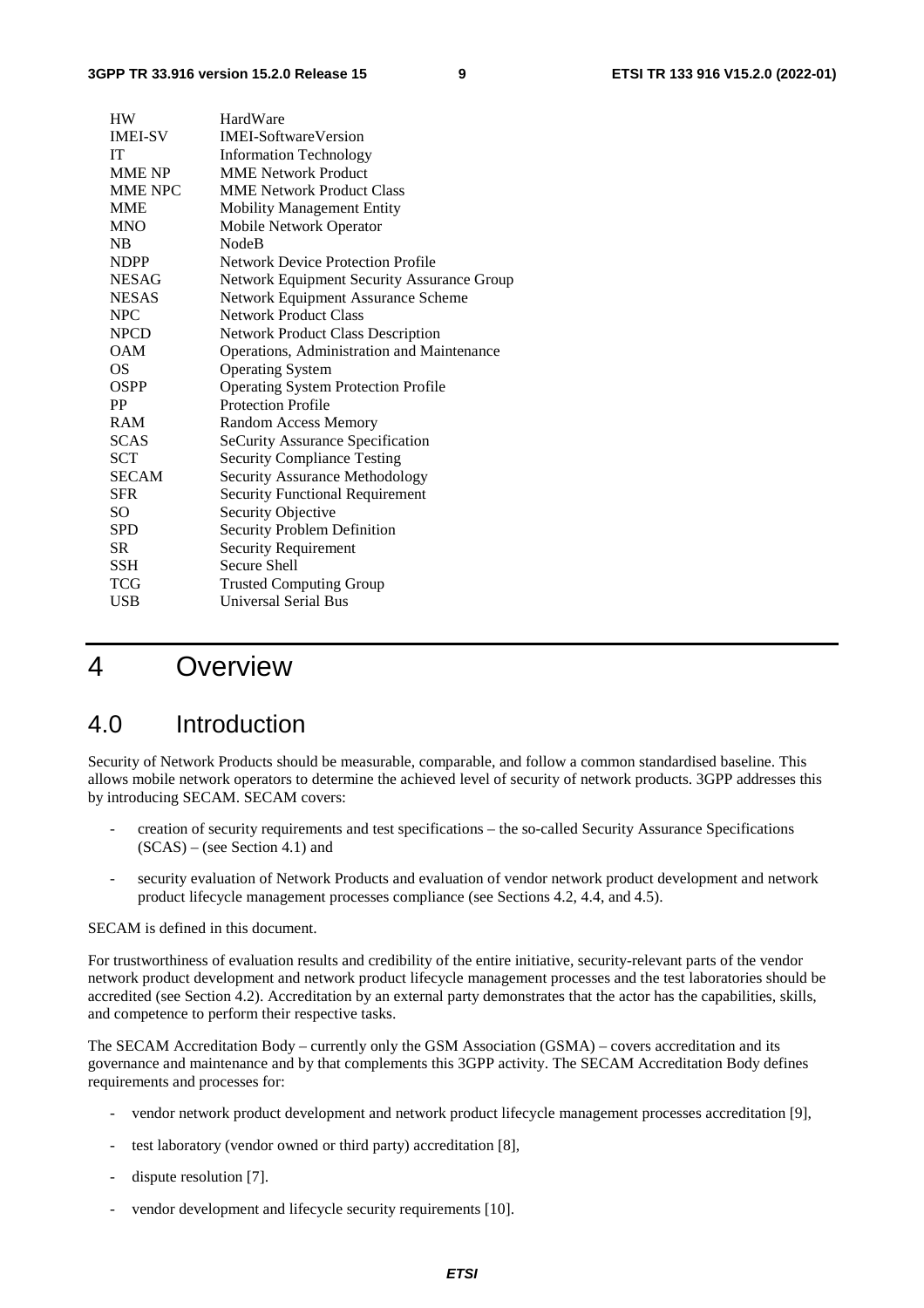| | |
|---|---|
| HW | HardWare |
| IMEI-SV | IMEI-SoftwareVersion |
| IT | Information Technology |
| MME NP | MME Network Product |
| MME NPC | MME Network Product Class |
| MME | Mobility Management Entity |
| MNO | Mobile Network Operator |
| NB | NodeB |
| NDPP | Network Device Protection Profile |
| NESAG | Network Equipment Security Assurance Group |
| NESAS | Network Equipment Assurance Scheme |
| NPC | Network Product Class |
| NPCD | Network Product Class Description |
| OAM | Operations, Administration and Maintenance |
| OS | Operating System |
| OSPP | Operating System Protection Profile |
| PP | Protection Profile |
| RAM | Random Access Memory |
| SCAS | SeCurity Assurance Specification |
| SCT | Security Compliance Testing |
| SECAM | Security Assurance Methodology |
| SFR | Security Functional Requirement |
| SO | Security Objective |
| SPD | Security Problem Definition |
| SR | Security Requirement |
| SSH | Secure Shell |
| TCG | Trusted Computing Group |
| USB | Universal Serial Bus |

# 4 Overview

## 4.0 Introduction

Security of Network Products should be measurable, comparable, and follow a common standardised baseline. This allows mobile network operators to determine the achieved level of security of network products. 3GPP addresses this by introducing SECAM. SECAM covers:

- creation of security requirements and test specifications – the so-called Security Assurance Specifications (SCAS) – (see Section 4.1) and
- security evaluation of Network Products and evaluation of vendor network product development and network product lifecycle management processes compliance (see Sections 4.2, 4.4, and 4.5).

SECAM is defined in this document.

For trustworthiness of evaluation results and credibility of the entire initiative, security-relevant parts of the vendor network product development and network product lifecycle management processes and the test laboratories should be accredited (see Section 4.2). Accreditation by an external party demonstrates that the actor has the capabilities, skills, and competence to perform their respective tasks.

The SECAM Accreditation Body – currently only the GSM Association (GSMA) – covers accreditation and its governance and maintenance and by that complements this 3GPP activity. The SECAM Accreditation Body defines requirements and processes for:

- vendor network product development and network product lifecycle management processes accreditation [9],
- test laboratory (vendor owned or third party) accreditation [8],
- dispute resolution [7].
- vendor development and lifecycle security requirements [10].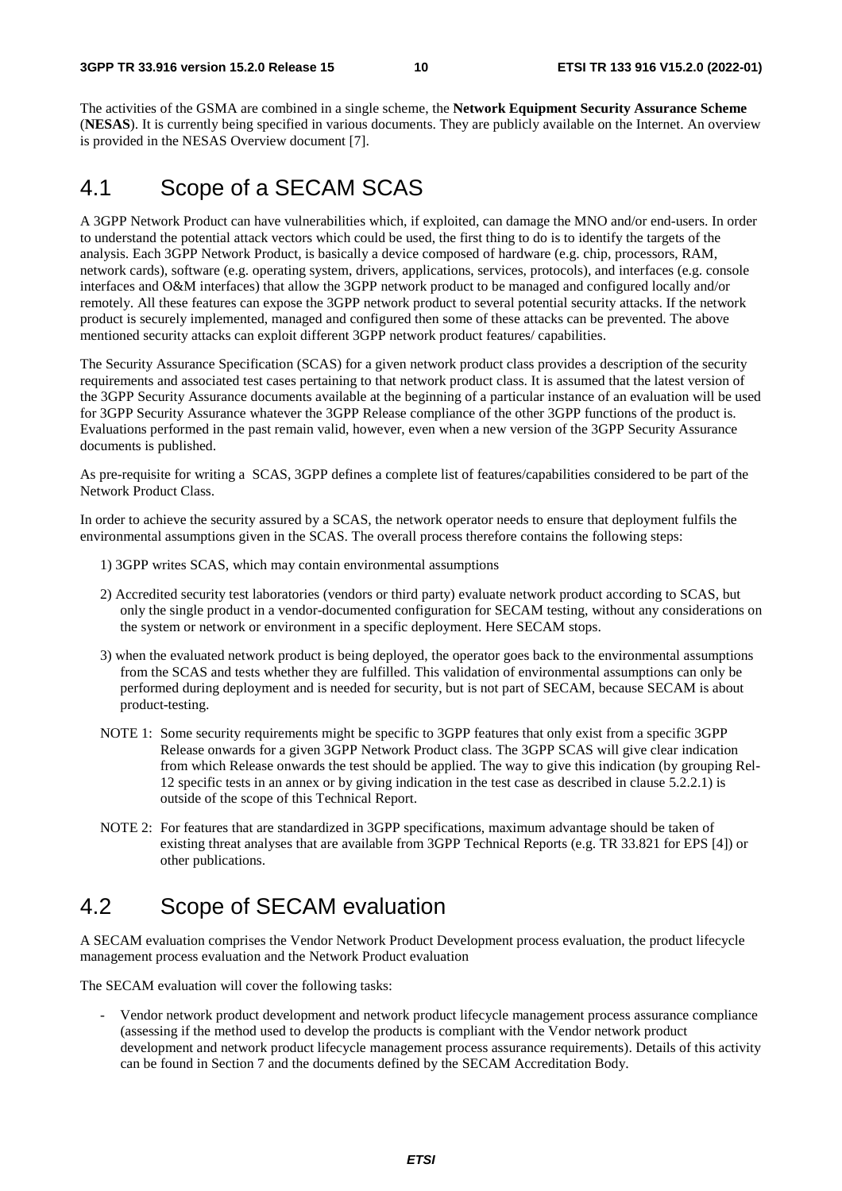The activities of the GSMA are combined in a single scheme, the **Network Equipment Security Assurance Scheme** (**NESAS**). It is currently being specified in various documents. They are publicly available on the Internet. An overview is provided in the NESAS Overview document [7].

## 4.1 Scope of a SECAM SCAS

A 3GPP Network Product can have vulnerabilities which, if exploited, can damage the MNO and/or end-users. In order to understand the potential attack vectors which could be used, the first thing to do is to identify the targets of the analysis. Each 3GPP Network Product, is basically a device composed of hardware (e.g. chip, processors, RAM, network cards), software (e.g. operating system, drivers, applications, services, protocols), and interfaces (e.g. console interfaces and O&M interfaces) that allow the 3GPP network product to be managed and configured locally and/or remotely. All these features can expose the 3GPP network product to several potential security attacks. If the network product is securely implemented, managed and configured then some of these attacks can be prevented. The above mentioned security attacks can exploit different 3GPP network product features/ capabilities.

The Security Assurance Specification (SCAS) for a given network product class provides a description of the security requirements and associated test cases pertaining to that network product class. It is assumed that the latest version of the 3GPP Security Assurance documents available at the beginning of a particular instance of an evaluation will be used for 3GPP Security Assurance whatever the 3GPP Release compliance of the other 3GPP functions of the product is. Evaluations performed in the past remain valid, however, even when a new version of the 3GPP Security Assurance documents is published.

As pre-requisite for writing a SCAS, 3GPP defines a complete list of features/capabilities considered to be part of the Network Product Class.

In order to achieve the security assured by a SCAS, the network operator needs to ensure that deployment fulfils the environmental assumptions given in the SCAS. The overall process therefore contains the following steps:

1) 3GPP writes SCAS, which may contain environmental assumptions

2) Accredited security test laboratories (vendors or third party) evaluate network product according to SCAS, but only the single product in a vendor-documented configuration for SECAM testing, without any considerations on the system or network or environment in a specific deployment. Here SECAM stops.

3) when the evaluated network product is being deployed, the operator goes back to the environmental assumptions from the SCAS and tests whether they are fulfilled. This validation of environmental assumptions can only be performed during deployment and is needed for security, but is not part of SECAM, because SECAM is about product-testing.

NOTE 1: Some security requirements might be specific to 3GPP features that only exist from a specific 3GPP Release onwards for a given 3GPP Network Product class. The 3GPP SCAS will give clear indication from which Release onwards the test should be applied. The way to give this indication (by grouping Rel-12 specific tests in an annex or by giving indication in the test case as described in clause 5.2.2.1) is outside of the scope of this Technical Report.

NOTE 2: For features that are standardized in 3GPP specifications, maximum advantage should be taken of existing threat analyses that are available from 3GPP Technical Reports (e.g. TR 33.821 for EPS [4]) or other publications.

## 4.2 Scope of SECAM evaluation

A SECAM evaluation comprises the Vendor Network Product Development process evaluation, the product lifecycle management process evaluation and the Network Product evaluation

The SECAM evaluation will cover the following tasks:

- Vendor network product development and network product lifecycle management process assurance compliance (assessing if the method used to develop the products is compliant with the Vendor network product development and network product lifecycle management process assurance requirements). Details of this activity can be found in Section 7 and the documents defined by the SECAM Accreditation Body.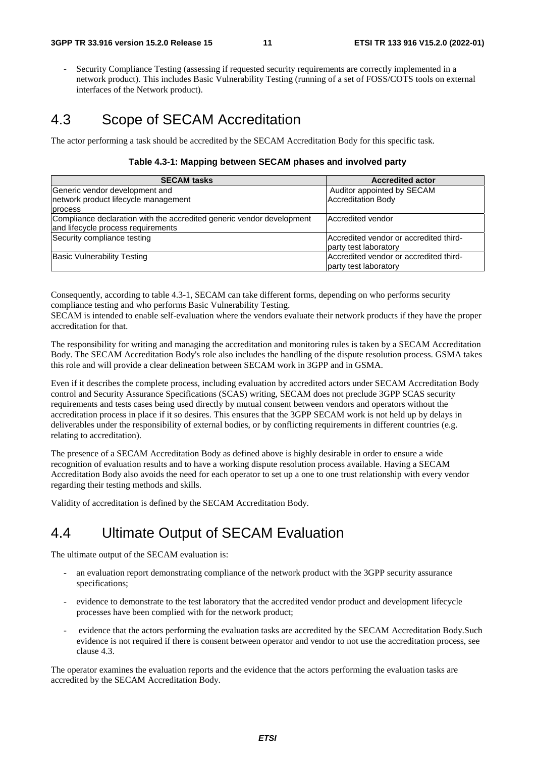- Security Compliance Testing (assessing if requested security requirements are correctly implemented in a network product). This includes Basic Vulnerability Testing (running of a set of FOSS/COTS tools on external interfaces of the Network product).

# 4.3 Scope of SECAM Accreditation

The actor performing a task should be accredited by the SECAM Accreditation Body for this specific task.

**Table 4.3-1: Mapping between SECAM phases and involved party**

| SECAM tasks | Accredited actor |
| --- | --- |
| Generic vendor development and network product lifecycle management process | Auditor appointed by SECAM Accreditation Body |
| Compliance declaration with the accredited generic vendor development and lifecycle process requirements | Accredited vendor |
| Security compliance testing | Accredited vendor or accredited third-party test laboratory |
| Basic Vulnerability Testing | Accredited vendor or accredited third-party test laboratory |

Consequently, according to table 4.3-1, SECAM can take different forms, depending on who performs security compliance testing and who performs Basic Vulnerability Testing.
SECAM is intended to enable self-evaluation where the vendors evaluate their network products if they have the proper accreditation for that.

The responsibility for writing and managing the accreditation and monitoring rules is taken by a SECAM Accreditation Body. The SECAM Accreditation Body's role also includes the handling of the dispute resolution process. GSMA takes this role and will provide a clear delineation between SECAM work in 3GPP and in GSMA.

Even if it describes the complete process, including evaluation by accredited actors under SECAM Accreditation Body control and Security Assurance Specifications (SCAS) writing, SECAM does not preclude 3GPP SCAS security requirements and tests cases being used directly by mutual consent between vendors and operators without the accreditation process in place if it so desires. This ensures that the 3GPP SECAM work is not held up by delays in deliverables under the responsibility of external bodies, or by conflicting requirements in different countries (e.g. relating to accreditation).

The presence of a SECAM Accreditation Body as defined above is highly desirable in order to ensure a wide recognition of evaluation results and to have a working dispute resolution process available. Having a SECAM Accreditation Body also avoids the need for each operator to set up a one to one trust relationship with every vendor regarding their testing methods and skills.

Validity of accreditation is defined by the SECAM Accreditation Body.

# 4.4 Ultimate Output of SECAM Evaluation

The ultimate output of the SECAM evaluation is:

- an evaluation report demonstrating compliance of the network product with the 3GPP security assurance specifications;
- evidence to demonstrate to the test laboratory that the accredited vendor product and development lifecycle processes have been complied with for the network product;
- evidence that the actors performing the evaluation tasks are accredited by the SECAM Accreditation Body.Such evidence is not required if there is consent between operator and vendor to not use the accreditation process, see clause 4.3.

The operator examines the evaluation reports and the evidence that the actors performing the evaluation tasks are accredited by the SECAM Accreditation Body.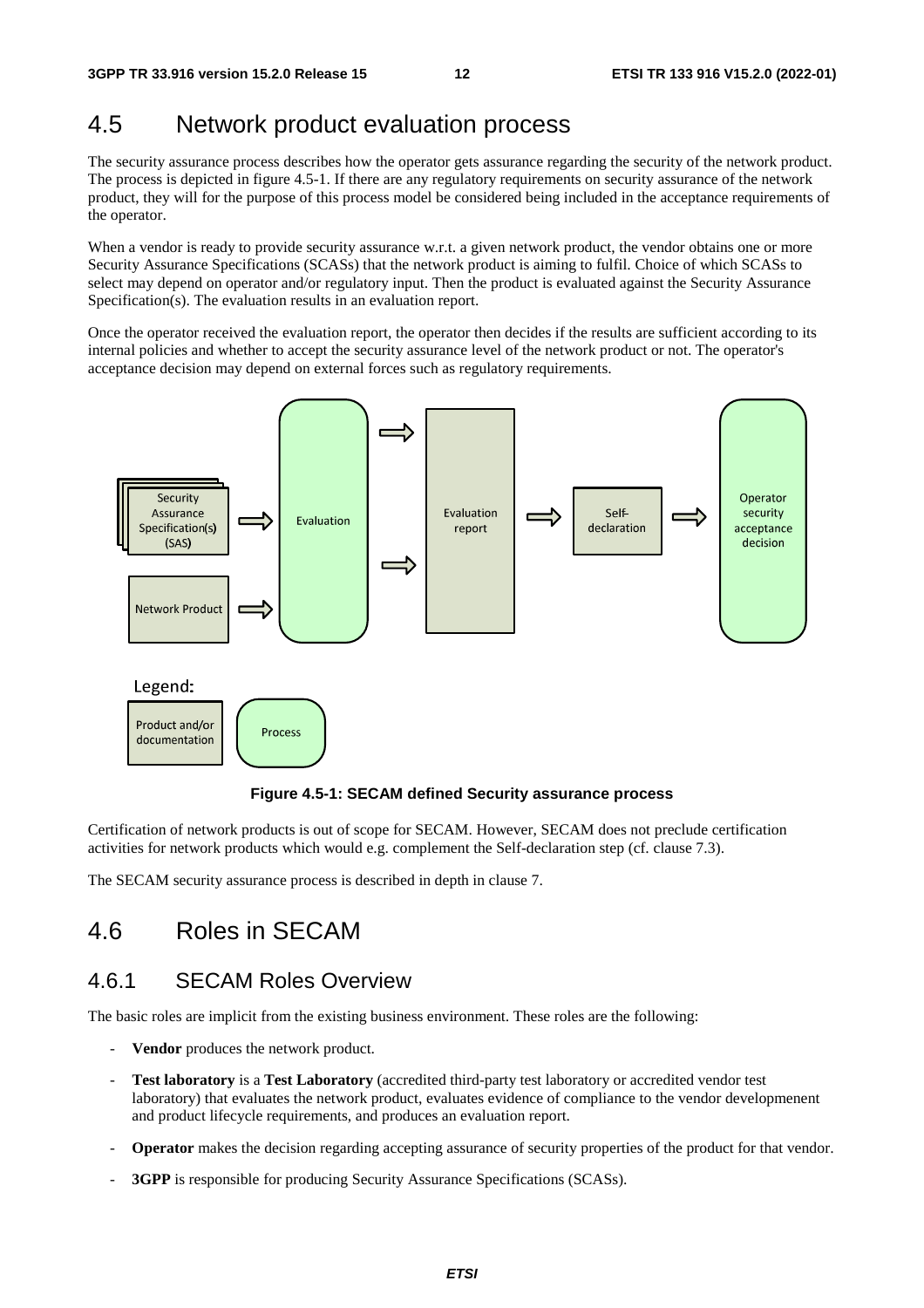## 4.5 Network product evaluation process

The security assurance process describes how the operator gets assurance regarding the security of the network product. The process is depicted in figure 4.5-1. If there are any regulatory requirements on security assurance of the network product, they will for the purpose of this process model be considered being included in the acceptance requirements of the operator.

When a vendor is ready to provide security assurance w.r.t. a given network product, the vendor obtains one or more Security Assurance Specifications (SCASs) that the network product is aiming to fulfil. Choice of which SCASs to select may depend on operator and/or regulatory input. Then the product is evaluated against the Security Assurance Specification(s). The evaluation results in an evaluation report.

Once the operator received the evaluation report, the operator then decides if the results are sufficient according to its internal policies and whether to accept the security assurance level of the network product or not. The operator's acceptance decision may depend on external forces such as regulatory requirements.

**Figure 4.5-1: SECAM defined Security assurance process**

Certification of network products is out of scope for SECAM. However, SECAM does not preclude certification activities for network products which would e.g. complement the Self-declaration step (cf. clause 7.3).

The SECAM security assurance process is described in depth in clause 7.

## 4.6 Roles in SECAM

### 4.6.1 SECAM Roles Overview

The basic roles are implicit from the existing business environment. These roles are the following:

- **Vendor** produces the network product.
- **Test laboratory** is a **Test Laboratory** (accredited third-party test laboratory or accredited vendor test laboratory) that evaluates the network product, evaluates evidence of compliance to the vendor developmenent and product lifecycle requirements, and produces an evaluation report.
- **Operator** makes the decision regarding accepting assurance of security properties of the product for that vendor.
- **3GPP** is responsible for producing Security Assurance Specifications (SCASs).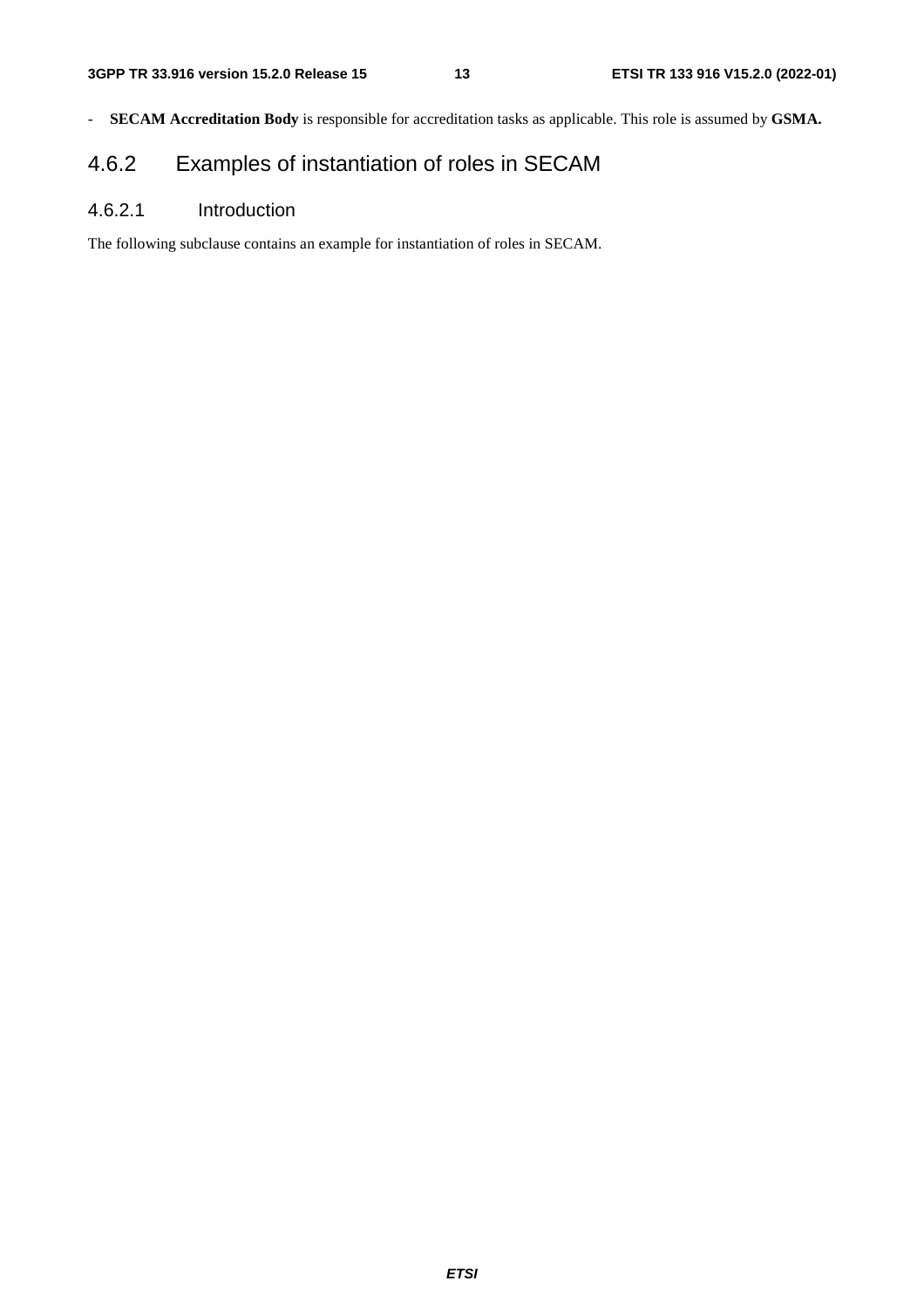- **SECAM Accreditation Body** is responsible for accreditation tasks as applicable. This role is assumed by **GSMA.**

### 4.6.2 Examples of instantiation of roles in SECAM

#### 4.6.2.1 Introduction

The following subclause contains an example for instantiation of roles in SECAM.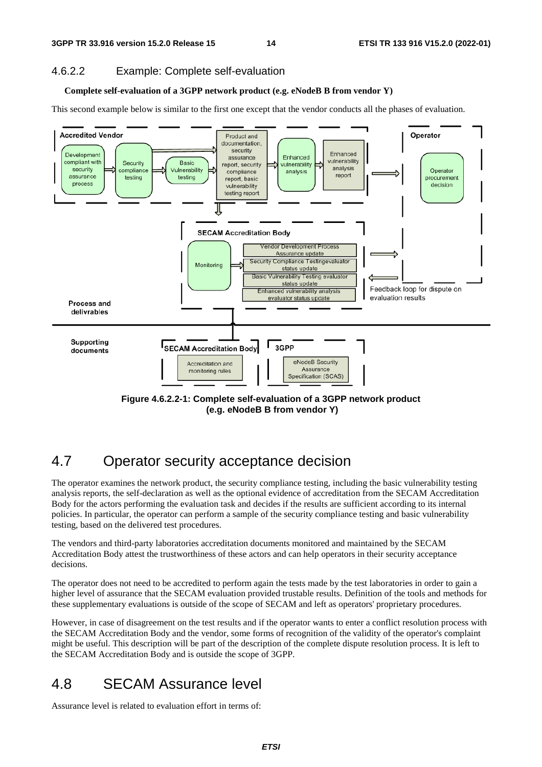### 4.6.2.2 Example: Complete self-evaluation

**Complete self-evaluation of a 3GPP network product (e.g. eNodeB B from vendor Y)**

This second example below is similar to the first one except that the vendor conducts all the phases of evaluation.

**Figure 4.6.2.2-1: Complete self-evaluation of a 3GPP network product (e.g. eNodeB B from vendor Y)**

## 4.7 Operator security acceptance decision

The operator examines the network product, the security compliance testing, including the basic vulnerability testing analysis reports, the self-declaration as well as the optional evidence of accreditation from the SECAM Accreditation Body for the actors performing the evaluation task and decides if the results are sufficient according to its internal policies. In particular, the operator can perform a sample of the security compliance testing and basic vulnerability testing, based on the delivered test procedures.

The vendors and third-party laboratories accreditation documents monitored and maintained by the SECAM Accreditation Body attest the trustworthiness of these actors and can help operators in their security acceptance decisions.

The operator does not need to be accredited to perform again the tests made by the test laboratories in order to gain a higher level of assurance that the SECAM evaluation provided trustable results. Definition of the tools and methods for these supplementary evaluations is outside of the scope of SECAM and left as operators' proprietary procedures.

However, in case of disagreement on the test results and if the operator wants to enter a conflict resolution process with the SECAM Accreditation Body and the vendor, some forms of recognition of the validity of the operator's complaint might be useful. This description will be part of the description of the complete dispute resolution process. It is left to the SECAM Accreditation Body and is outside the scope of 3GPP.

## 4.8 SECAM Assurance level

Assurance level is related to evaluation effort in terms of: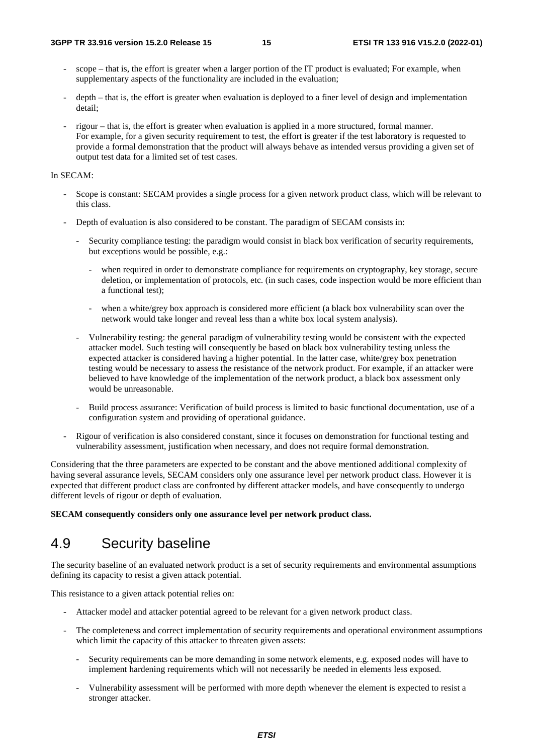- scope – that is, the effort is greater when a larger portion of the IT product is evaluated; For example, when supplementary aspects of the functionality are included in the evaluation;
- depth – that is, the effort is greater when evaluation is deployed to a finer level of design and implementation detail;
- rigour – that is, the effort is greater when evaluation is applied in a more structured, formal manner. For example, for a given security requirement to test, the effort is greater if the test laboratory is requested to provide a formal demonstration that the product will always behave as intended versus providing a given set of output test data for a limited set of test cases.

In SECAM:

- Scope is constant: SECAM provides a single process for a given network product class, which will be relevant to this class.
- Depth of evaluation is also considered to be constant. The paradigm of SECAM consists in:
    - Security compliance testing: the paradigm would consist in black box verification of security requirements, but exceptions would be possible, e.g.:
        - when required in order to demonstrate compliance for requirements on cryptography, key storage, secure deletion, or implementation of protocols, etc. (in such cases, code inspection would be more efficient than a functional test);
        - when a white/grey box approach is considered more efficient (a black box vulnerability scan over the network would take longer and reveal less than a white box local system analysis).
    - Vulnerability testing: the general paradigm of vulnerability testing would be consistent with the expected attacker model. Such testing will consequently be based on black box vulnerability testing unless the expected attacker is considered having a higher potential. In the latter case, white/grey box penetration testing would be necessary to assess the resistance of the network product. For example, if an attacker were believed to have knowledge of the implementation of the network product, a black box assessment only would be unreasonable.
    - Build process assurance: Verification of build process is limited to basic functional documentation, use of a configuration system and providing of operational guidance.
- Rigour of verification is also considered constant, since it focuses on demonstration for functional testing and vulnerability assessment, justification when necessary, and does not require formal demonstration.

Considering that the three parameters are expected to be constant and the above mentioned additional complexity of having several assurance levels, SECAM considers only one assurance level per network product class. However it is expected that different product class are confronted by different attacker models, and have consequently to undergo different levels of rigour or depth of evaluation.

**SECAM consequently considers only one assurance level per network product class.**

# 4.9 Security baseline

The security baseline of an evaluated network product is a set of security requirements and environmental assumptions defining its capacity to resist a given attack potential.

This resistance to a given attack potential relies on:

- Attacker model and attacker potential agreed to be relevant for a given network product class.
- The completeness and correct implementation of security requirements and operational environment assumptions which limit the capacity of this attacker to threaten given assets:
    - Security requirements can be more demanding in some network elements, e.g. exposed nodes will have to implement hardening requirements which will not necessarily be needed in elements less exposed.
    - Vulnerability assessment will be performed with more depth whenever the element is expected to resist a stronger attacker.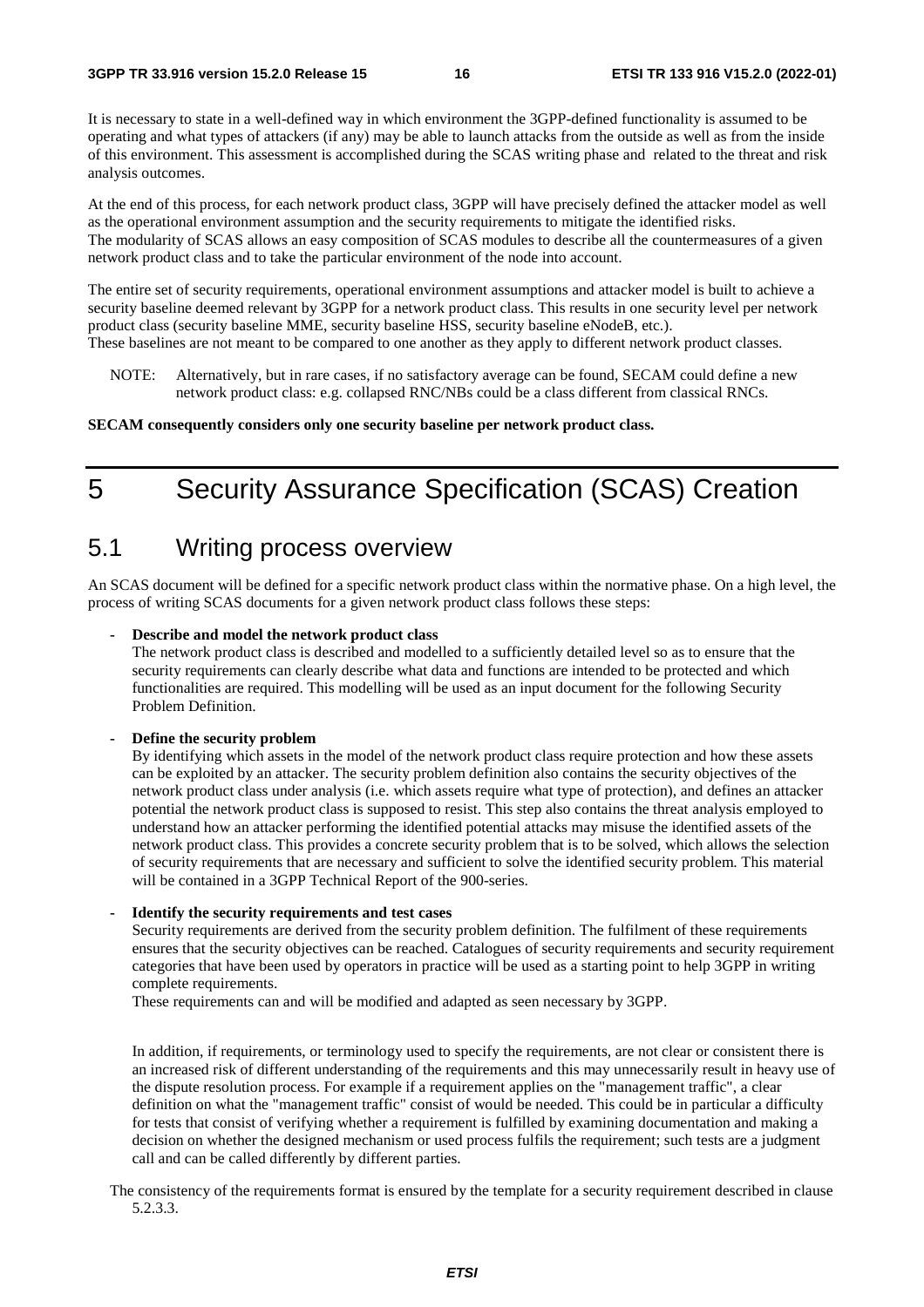It is necessary to state in a well-defined way in which environment the 3GPP-defined functionality is assumed to be operating and what types of attackers (if any) may be able to launch attacks from the outside as well as from the inside of this environment. This assessment is accomplished during the SCAS writing phase and related to the threat and risk analysis outcomes.

At the end of this process, for each network product class, 3GPP will have precisely defined the attacker model as well as the operational environment assumption and the security requirements to mitigate the identified risks.
The modularity of SCAS allows an easy composition of SCAS modules to describe all the countermeasures of a given network product class and to take the particular environment of the node into account.

The entire set of security requirements, operational environment assumptions and attacker model is built to achieve a security baseline deemed relevant by 3GPP for a network product class. This results in one security level per network product class (security baseline MME, security baseline HSS, security baseline eNodeB, etc.).
These baselines are not meant to be compared to one another as they apply to different network product classes.

NOTE: Alternatively, but in rare cases, if no satisfactory average can be found, SECAM could define a new network product class: e.g. collapsed RNC/NBs could be a class different from classical RNCs.

**SECAM consequently considers only one security baseline per network product class.**

# 5 Security Assurance Specification (SCAS) Creation

## 5.1 Writing process overview

An SCAS document will be defined for a specific network product class within the normative phase. On a high level, the process of writing SCAS documents for a given network product class follows these steps:

- **Describe and model the network product class**
  The network product class is described and modelled to a sufficiently detailed level so as to ensure that the security requirements can clearly describe what data and functions are intended to be protected and which functionalities are required. This modelling will be used as an input document for the following Security Problem Definition.

- **Define the security problem**
  By identifying which assets in the model of the network product class require protection and how these assets can be exploited by an attacker. The security problem definition also contains the security objectives of the network product class under analysis (i.e. which assets require what type of protection), and defines an attacker potential the network product class is supposed to resist. This step also contains the threat analysis employed to understand how an attacker performing the identified potential attacks may misuse the identified assets of the network product class. This provides a concrete security problem that is to be solved, which allows the selection of security requirements that are necessary and sufficient to solve the identified security problem. This material will be contained in a 3GPP Technical Report of the 900-series.

- **Identify the security requirements and test cases**
  Security requirements are derived from the security problem definition. The fulfilment of these requirements ensures that the security objectives can be reached. Catalogues of security requirements and security requirement categories that have been used by operators in practice will be used as a starting point to help 3GPP in writing complete requirements.
  These requirements can and will be modified and adapted as seen necessary by 3GPP.

  In addition, if requirements, or terminology used to specify the requirements, are not clear or consistent there is an increased risk of different understanding of the requirements and this may unnecessarily result in heavy use of the dispute resolution process. For example if a requirement applies on the "management traffic", a clear definition on what the "management traffic" consist of would be needed. This could be in particular a difficulty for tests that consist of verifying whether a requirement is fulfilled by examining documentation and making a decision on whether the designed mechanism or used process fulfils the requirement; such tests are a judgment call and can be called differently by different parties.

The consistency of the requirements format is ensured by the template for a security requirement described in clause 5.2.3.3.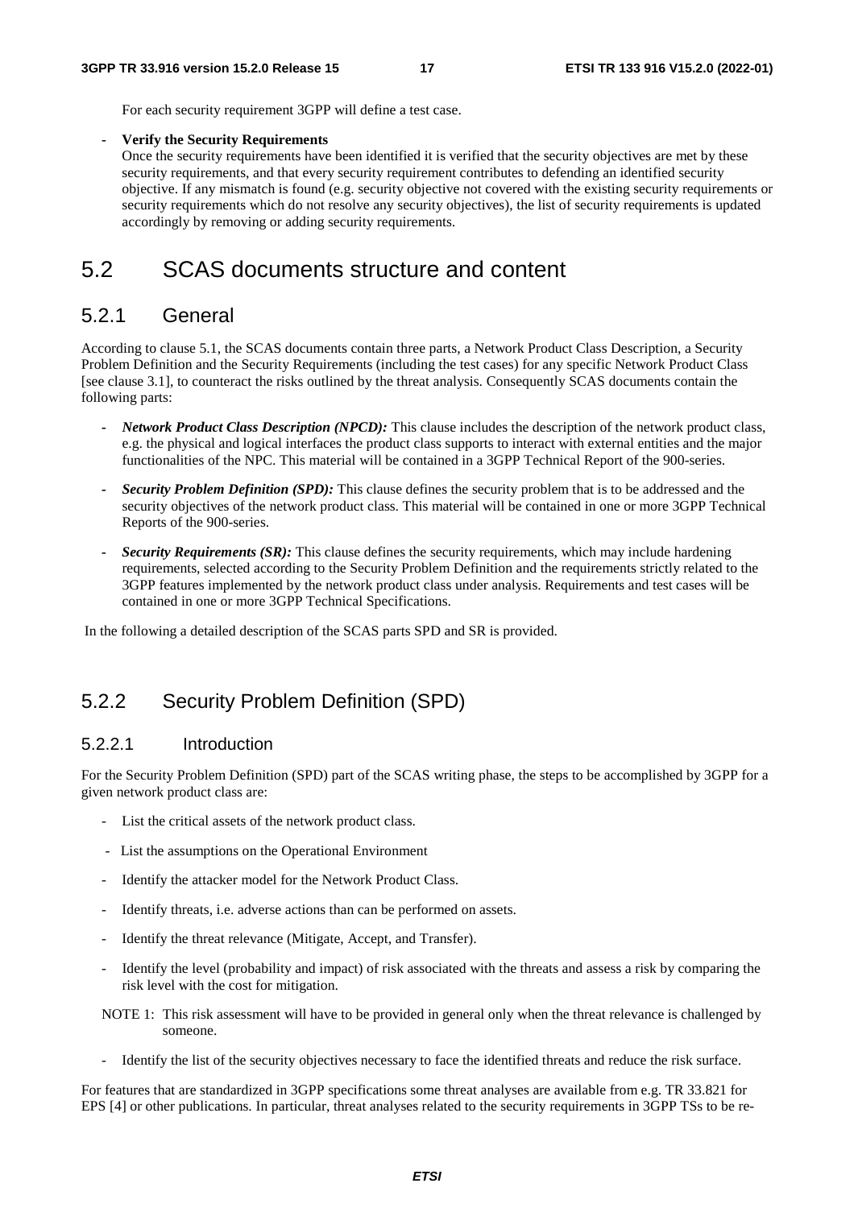For each security requirement 3GPP will define a test case.

- **Verify the Security Requirements**
  Once the security requirements have been identified it is verified that the security objectives are met by these security requirements, and that every security requirement contributes to defending an identified security objective. If any mismatch is found (e.g. security objective not covered with the existing security requirements or security requirements which do not resolve any security objectives), the list of security requirements is updated accordingly by removing or adding security requirements.

# 5.2 SCAS documents structure and content

## 5.2.1 General

According to clause 5.1, the SCAS documents contain three parts, a Network Product Class Description, a Security Problem Definition and the Security Requirements (including the test cases) for any specific Network Product Class [see clause 3.1], to counteract the risks outlined by the threat analysis. Consequently SCAS documents contain the following parts:

- ***Network Product Class Description (NPCD):*** This clause includes the description of the network product class, e.g. the physical and logical interfaces the product class supports to interact with external entities and the major functionalities of the NPC. This material will be contained in a 3GPP Technical Report of the 900-series.
- ***Security Problem Definition (SPD):*** This clause defines the security problem that is to be addressed and the security objectives of the network product class. This material will be contained in one or more 3GPP Technical Reports of the 900-series.
- ***Security Requirements (SR):*** This clause defines the security requirements, which may include hardening requirements, selected according to the Security Problem Definition and the requirements strictly related to the 3GPP features implemented by the network product class under analysis. Requirements and test cases will be contained in one or more 3GPP Technical Specifications.

In the following a detailed description of the SCAS parts SPD and SR is provided.

## 5.2.2 Security Problem Definition (SPD)

### 5.2.2.1 Introduction

For the Security Problem Definition (SPD) part of the SCAS writing phase, the steps to be accomplished by 3GPP for a given network product class are:

- List the critical assets of the network product class.
- List the assumptions on the Operational Environment
- Identify the attacker model for the Network Product Class.
- Identify threats, i.e. adverse actions than can be performed on assets.
- Identify the threat relevance (Mitigate, Accept, and Transfer).
- Identify the level (probability and impact) of risk associated with the threats and assess a risk by comparing the risk level with the cost for mitigation.

NOTE 1: This risk assessment will have to be provided in general only when the threat relevance is challenged by someone.

- Identify the list of the security objectives necessary to face the identified threats and reduce the risk surface.

For features that are standardized in 3GPP specifications some threat analyses are available from e.g. TR 33.821 for EPS [4] or other publications. In particular, threat analyses related to the security requirements in 3GPP TSs to be re-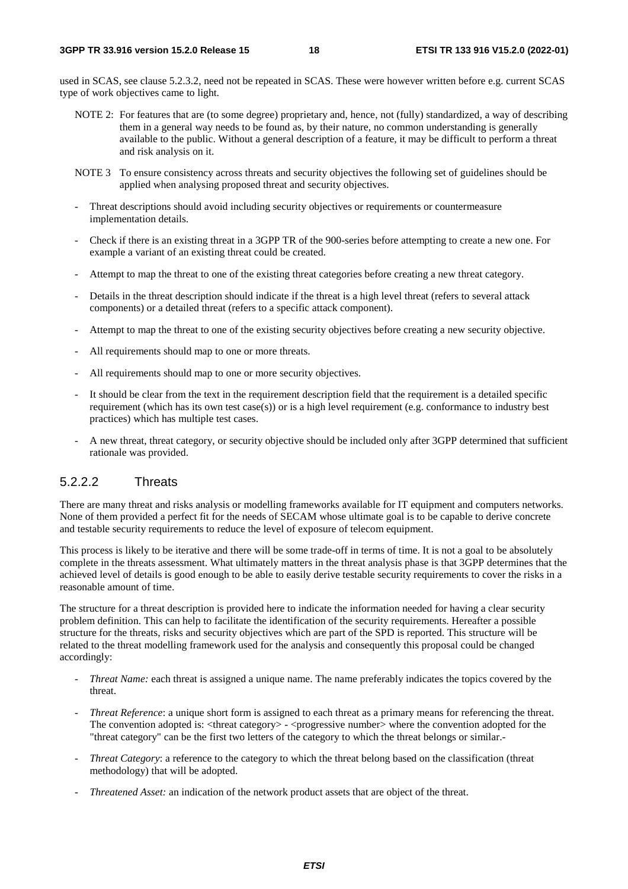used in SCAS, see clause 5.2.3.2, need not be repeated in SCAS. These were however written before e.g. current SCAS type of work objectives came to light.

NOTE 2: For features that are (to some degree) proprietary and, hence, not (fully) standardized, a way of describing them in a general way needs to be found as, by their nature, no common understanding is generally available to the public. Without a general description of a feature, it may be difficult to perform a threat and risk analysis on it.

NOTE 3 To ensure consistency across threats and security objectives the following set of guidelines should be applied when analysing proposed threat and security objectives.

- Threat descriptions should avoid including security objectives or requirements or countermeasure implementation details.
- Check if there is an existing threat in a 3GPP TR of the 900-series before attempting to create a new one. For example a variant of an existing threat could be created.
- Attempt to map the threat to one of the existing threat categories before creating a new threat category.
- Details in the threat description should indicate if the threat is a high level threat (refers to several attack components) or a detailed threat (refers to a specific attack component).
- Attempt to map the threat to one of the existing security objectives before creating a new security objective.
- All requirements should map to one or more threats.
- All requirements should map to one or more security objectives.
- It should be clear from the text in the requirement description field that the requirement is a detailed specific requirement (which has its own test case(s)) or is a high level requirement (e.g. conformance to industry best practices) which has multiple test cases.
- A new threat, threat category, or security objective should be included only after 3GPP determined that sufficient rationale was provided.

### 5.2.2.2 Threats

There are many threat and risks analysis or modelling frameworks available for IT equipment and computers networks. None of them provided a perfect fit for the needs of SECAM whose ultimate goal is to be capable to derive concrete and testable security requirements to reduce the level of exposure of telecom equipment.

This process is likely to be iterative and there will be some trade-off in terms of time. It is not a goal to be absolutely complete in the threats assessment. What ultimately matters in the threat analysis phase is that 3GPP determines that the achieved level of details is good enough to be able to easily derive testable security requirements to cover the risks in a reasonable amount of time.

The structure for a threat description is provided here to indicate the information needed for having a clear security problem definition. This can help to facilitate the identification of the security requirements. Hereafter a possible structure for the threats, risks and security objectives which are part of the SPD is reported. This structure will be related to the threat modelling framework used for the analysis and consequently this proposal could be changed accordingly:

- *Threat Name:* each threat is assigned a unique name. The name preferably indicates the topics covered by the threat.
- *Threat Reference*: a unique short form is assigned to each threat as a primary means for referencing the threat. The convention adopted is: <threat category> - <progressive number> where the convention adopted for the "threat category" can be the first two letters of the category to which the threat belongs or similar.-
- *Threat Category*: a reference to the category to which the threat belong based on the classification (threat methodology) that will be adopted.
- *Threatened Asset:* an indication of the network product assets that are object of the threat.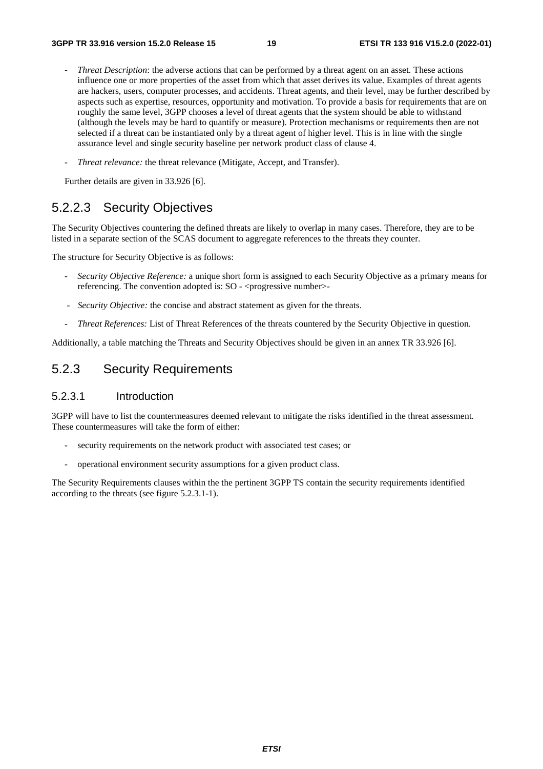- *Threat Description*: the adverse actions that can be performed by a threat agent on an asset. These actions influence one or more properties of the asset from which that asset derives its value. Examples of threat agents are hackers, users, computer processes, and accidents. Threat agents, and their level, may be further described by aspects such as expertise, resources, opportunity and motivation. To provide a basis for requirements that are on roughly the same level, 3GPP chooses a level of threat agents that the system should be able to withstand (although the levels may be hard to quantify or measure). Protection mechanisms or requirements then are not selected if a threat can be instantiated only by a threat agent of higher level. This is in line with the single assurance level and single security baseline per network product class of clause 4.
- *Threat relevance:* the threat relevance (Mitigate, Accept, and Transfer).

Further details are given in 33.926 [6].

### 5.2.2.3 Security Objectives

The Security Objectives countering the defined threats are likely to overlap in many cases. Therefore, they are to be listed in a separate section of the SCAS document to aggregate references to the threats they counter.

The structure for Security Objective is as follows:

- *Security Objective Reference:* a unique short form is assigned to each Security Objective as a primary means for referencing. The convention adopted is: SO - <progressive number>-
- *Security Objective:* the concise and abstract statement as given for the threats.
- *Threat References:* List of Threat References of the threats countered by the Security Objective in question.

Additionally, a table matching the Threats and Security Objectives should be given in an annex TR 33.926 [6].

## 5.2.3 Security Requirements

### 5.2.3.1 Introduction

3GPP will have to list the countermeasures deemed relevant to mitigate the risks identified in the threat assessment. These countermeasures will take the form of either:

- security requirements on the network product with associated test cases; or
- operational environment security assumptions for a given product class.

The Security Requirements clauses within the the pertinent 3GPP TS contain the security requirements identified according to the threats (see figure 5.2.3.1-1).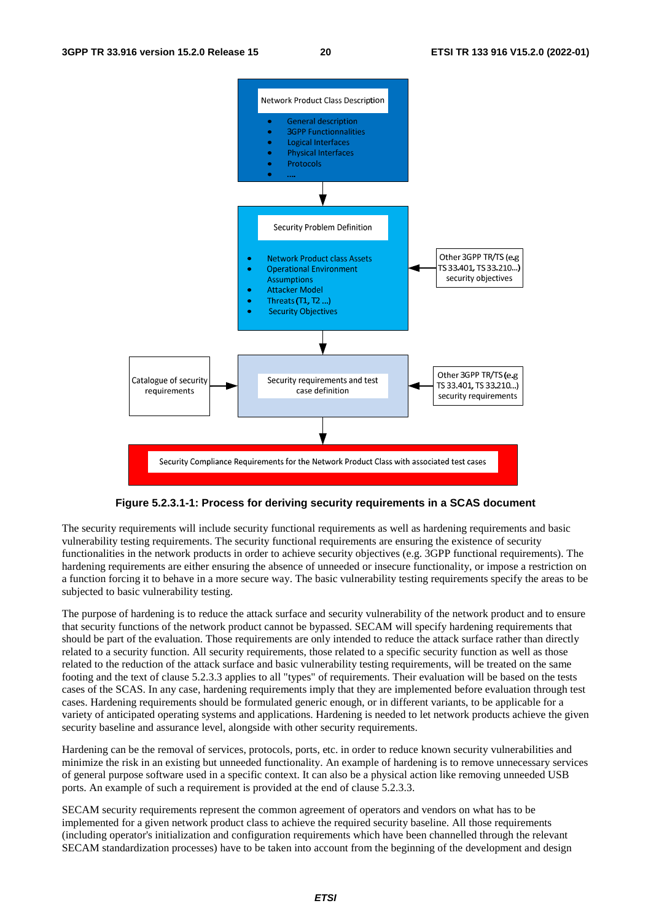Network Product Class Description

- General description
- 3GPP Functionnalities
- Logical Interfaces
- Physical Interfaces
- Protocols
- ....

Security Problem Definition

- Network Product class Assets
- Operational Environment Assumptions
- Attacker Model
- Threats (T1, T2 ...)
- Security Objectives

Other 3GPP TR/TS (e.g TS 33.401, TS 33.210...) security objectives

Catalogue of security requirements

Security requirements and test case definition

Other 3GPP TR/TS (e.g TS 33.401, TS 33.210...) security requirements

Security Compliance Requirements for the Network Product Class with associated test cases

**Figure 5.2.3.1-1: Process for deriving security requirements in a SCAS document**

The security requirements will include security functional requirements as well as hardening requirements and basic vulnerability testing requirements. The security functional requirements are ensuring the existence of security functionalities in the network products in order to achieve security objectives (e.g. 3GPP functional requirements). The hardening requirements are either ensuring the absence of unneeded or insecure functionality, or impose a restriction on a function forcing it to behave in a more secure way. The basic vulnerability testing requirements specify the areas to be subjected to basic vulnerability testing.

The purpose of hardening is to reduce the attack surface and security vulnerability of the network product and to ensure that security functions of the network product cannot be bypassed. SECAM will specify hardening requirements that should be part of the evaluation. Those requirements are only intended to reduce the attack surface rather than directly related to a security function. All security requirements, those related to a specific security function as well as those related to the reduction of the attack surface and basic vulnerability testing requirements, will be treated on the same footing and the text of clause 5.2.3.3 applies to all "types" of requirements. Their evaluation will be based on the tests cases of the SCAS. In any case, hardening requirements imply that they are implemented before evaluation through test cases. Hardening requirements should be formulated generic enough, or in different variants, to be applicable for a variety of anticipated operating systems and applications. Hardening is needed to let network products achieve the given security baseline and assurance level, alongside with other security requirements.

Hardening can be the removal of services, protocols, ports, etc. in order to reduce known security vulnerabilities and minimize the risk in an existing but unneeded functionality. An example of hardening is to remove unnecessary services of general purpose software used in a specific context. It can also be a physical action like removing unneeded USB ports. An example of such a requirement is provided at the end of clause 5.2.3.3.

SECAM security requirements represent the common agreement of operators and vendors on what has to be implemented for a given network product class to achieve the required security baseline. All those requirements (including operator's initialization and configuration requirements which have been channelled through the relevant SECAM standardization processes) have to be taken into account from the beginning of the development and design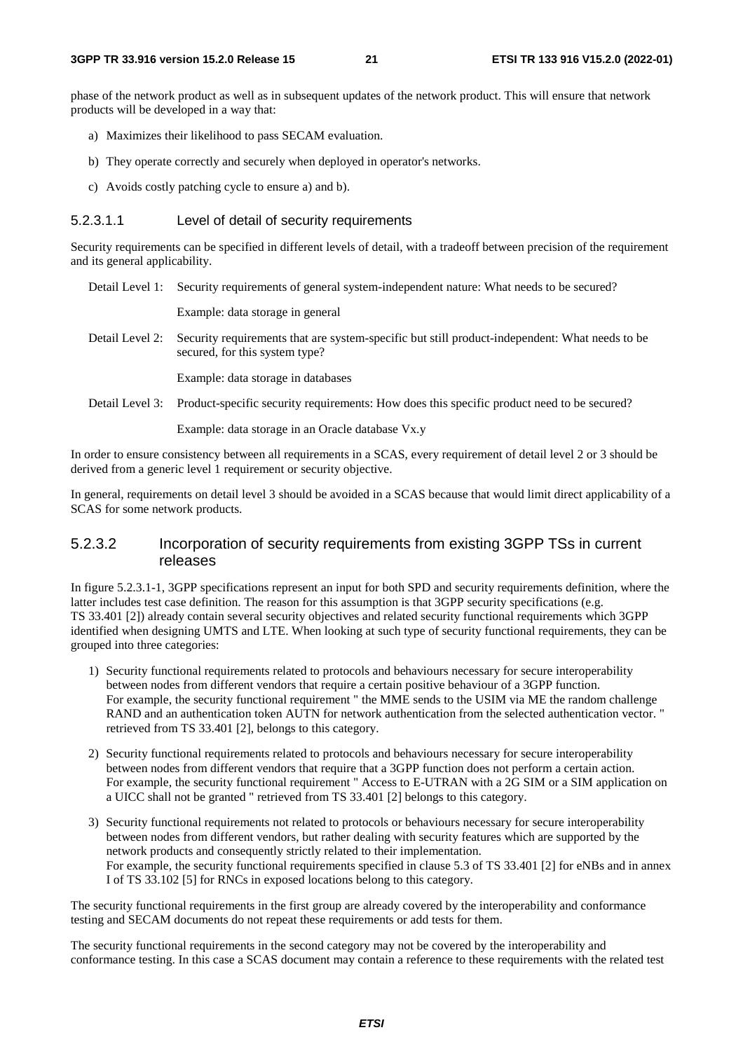phase of the network product as well as in subsequent updates of the network product. This will ensure that network products will be developed in a way that:

a) Maximizes their likelihood to pass SECAM evaluation.

b) They operate correctly and securely when deployed in operator's networks.

c) Avoids costly patching cycle to ensure a) and b).

##### 5.2.3.1.1 Level of detail of security requirements

Security requirements can be specified in different levels of detail, with a tradeoff between precision of the requirement and its general applicability.

Detail Level 1: Security requirements of general system-independent nature: What needs to be secured?

Example: data storage in general

Detail Level 2: Security requirements that are system-specific but still product-independent: What needs to be secured, for this system type?

Example: data storage in databases

Detail Level 3: Product-specific security requirements: How does this specific product need to be secured?

Example: data storage in an Oracle database Vx.y

In order to ensure consistency between all requirements in a SCAS, every requirement of detail level 2 or 3 should be derived from a generic level 1 requirement or security objective.

In general, requirements on detail level 3 should be avoided in a SCAS because that would limit direct applicability of a SCAS for some network products.

#### 5.2.3.2 Incorporation of security requirements from existing 3GPP TSs in current releases

In figure 5.2.3.1-1, 3GPP specifications represent an input for both SPD and security requirements definition, where the latter includes test case definition. The reason for this assumption is that 3GPP security specifications (e.g. TS 33.401 [2]) already contain several security objectives and related security functional requirements which 3GPP identified when designing UMTS and LTE. When looking at such type of security functional requirements, they can be grouped into three categories:

1) Security functional requirements related to protocols and behaviours necessary for secure interoperability between nodes from different vendors that require a certain positive behaviour of a 3GPP function. For example, the security functional requirement " the MME sends to the USIM via ME the random challenge RAND and an authentication token AUTN for network authentication from the selected authentication vector. " retrieved from TS 33.401 [2], belongs to this category.

2) Security functional requirements related to protocols and behaviours necessary for secure interoperability between nodes from different vendors that require that a 3GPP function does not perform a certain action. For example, the security functional requirement " Access to E-UTRAN with a 2G SIM or a SIM application on a UICC shall not be granted " retrieved from TS 33.401 [2] belongs to this category.

3) Security functional requirements not related to protocols or behaviours necessary for secure interoperability between nodes from different vendors, but rather dealing with security features which are supported by the network products and consequently strictly related to their implementation. For example, the security functional requirements specified in clause 5.3 of TS 33.401 [2] for eNBs and in annex I of TS 33.102 [5] for RNCs in exposed locations belong to this category.

The security functional requirements in the first group are already covered by the interoperability and conformance testing and SECAM documents do not repeat these requirements or add tests for them.

The security functional requirements in the second category may not be covered by the interoperability and conformance testing. In this case a SCAS document may contain a reference to these requirements with the related test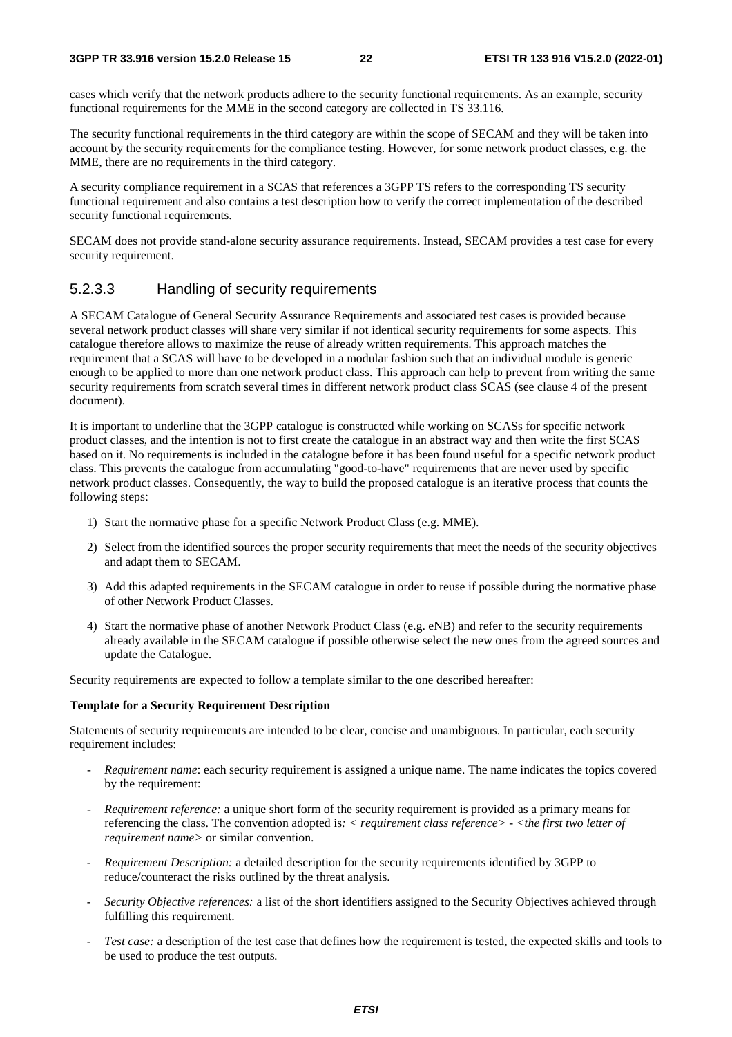cases which verify that the network products adhere to the security functional requirements. As an example, security functional requirements for the MME in the second category are collected in TS 33.116.

The security functional requirements in the third category are within the scope of SECAM and they will be taken into account by the security requirements for the compliance testing. However, for some network product classes, e.g. the MME, there are no requirements in the third category.

A security compliance requirement in a SCAS that references a 3GPP TS refers to the corresponding TS security functional requirement and also contains a test description how to verify the correct implementation of the described security functional requirements.

SECAM does not provide stand-alone security assurance requirements. Instead, SECAM provides a test case for every security requirement.

#### 5.2.3.3 Handling of security requirements

A SECAM Catalogue of General Security Assurance Requirements and associated test cases is provided because several network product classes will share very similar if not identical security requirements for some aspects. This catalogue therefore allows to maximize the reuse of already written requirements. This approach matches the requirement that a SCAS will have to be developed in a modular fashion such that an individual module is generic enough to be applied to more than one network product class. This approach can help to prevent from writing the same security requirements from scratch several times in different network product class SCAS (see clause 4 of the present document).

It is important to underline that the 3GPP catalogue is constructed while working on SCASs for specific network product classes, and the intention is not to first create the catalogue in an abstract way and then write the first SCAS based on it. No requirements is included in the catalogue before it has been found useful for a specific network product class. This prevents the catalogue from accumulating "good-to-have" requirements that are never used by specific network product classes. Consequently, the way to build the proposed catalogue is an iterative process that counts the following steps:

1) Start the normative phase for a specific Network Product Class (e.g. MME).
2) Select from the identified sources the proper security requirements that meet the needs of the security objectives and adapt them to SECAM.
3) Add this adapted requirements in the SECAM catalogue in order to reuse if possible during the normative phase of other Network Product Classes.
4) Start the normative phase of another Network Product Class (e.g. eNB) and refer to the security requirements already available in the SECAM catalogue if possible otherwise select the new ones from the agreed sources and update the Catalogue.

Security requirements are expected to follow a template similar to the one described hereafter:

**Template for a Security Requirement Description**

Statements of security requirements are intended to be clear, concise and unambiguous. In particular, each security requirement includes:

- *Requirement name*: each security requirement is assigned a unique name. The name indicates the topics covered by the requirement:
- *Requirement reference:* a unique short form of the security requirement is provided as a primary means for referencing the class. The convention adopted is*: < requirement class reference> - <the first two letter of requirement name>* or similar convention.
- *Requirement Description:* a detailed description for the security requirements identified by 3GPP to reduce/counteract the risks outlined by the threat analysis.
- *Security Objective references:* a list of the short identifiers assigned to the Security Objectives achieved through fulfilling this requirement.
- *Test case:* a description of the test case that defines how the requirement is tested, the expected skills and tools to be used to produce the test outputs*.*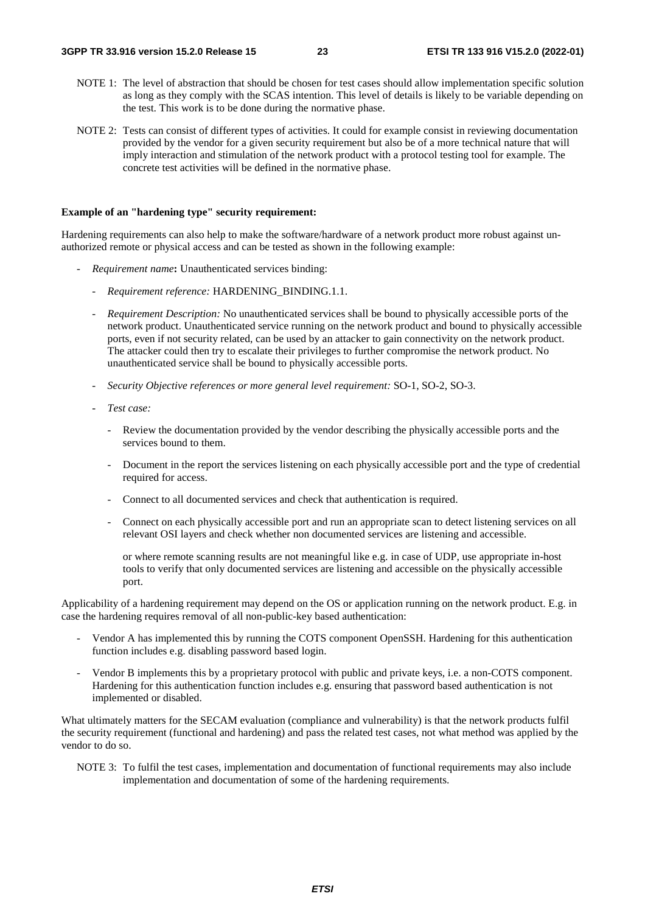NOTE 1: The level of abstraction that should be chosen for test cases should allow implementation specific solution as long as they comply with the SCAS intention. This level of details is likely to be variable depending on the test. This work is to be done during the normative phase.

NOTE 2: Tests can consist of different types of activities. It could for example consist in reviewing documentation provided by the vendor for a given security requirement but also be of a more technical nature that will imply interaction and stimulation of the network product with a protocol testing tool for example. The concrete test activities will be defined in the normative phase.

**Example of an "hardening type" security requirement:**

Hardening requirements can also help to make the software/hardware of a network product more robust against un-authorized remote or physical access and can be tested as shown in the following example:

- *Requirement name***:** Unauthenticated services binding:
    - *Requirement reference:* HARDENING_BINDING.1.1.
    - *Requirement Description:* No unauthenticated services shall be bound to physically accessible ports of the network product. Unauthenticated service running on the network product and bound to physically accessible ports, even if not security related, can be used by an attacker to gain connectivity on the network product. The attacker could then try to escalate their privileges to further compromise the network product. No unauthenticated service shall be bound to physically accessible ports.
    - *Security Objective references or more general level requirement:* SO-1, SO-2, SO-3.
    - *Test case:*
        - Review the documentation provided by the vendor describing the physically accessible ports and the services bound to them.
        - Document in the report the services listening on each physically accessible port and the type of credential required for access.
        - Connect to all documented services and check that authentication is required.
        - Connect on each physically accessible port and run an appropriate scan to detect listening services on all relevant OSI layers and check whether non documented services are listening and accessible.

          or where remote scanning results are not meaningful like e.g. in case of UDP, use appropriate in-host tools to verify that only documented services are listening and accessible on the physically accessible port.

Applicability of a hardening requirement may depend on the OS or application running on the network product. E.g. in case the hardening requires removal of all non-public-key based authentication:

- Vendor A has implemented this by running the COTS component OpenSSH. Hardening for this authentication function includes e.g. disabling password based login.
- Vendor B implements this by a proprietary protocol with public and private keys, i.e. a non-COTS component. Hardening for this authentication function includes e.g. ensuring that password based authentication is not implemented or disabled.

What ultimately matters for the SECAM evaluation (compliance and vulnerability) is that the network products fulfil the security requirement (functional and hardening) and pass the related test cases, not what method was applied by the vendor to do so.

NOTE 3: To fulfil the test cases, implementation and documentation of functional requirements may also include implementation and documentation of some of the hardening requirements.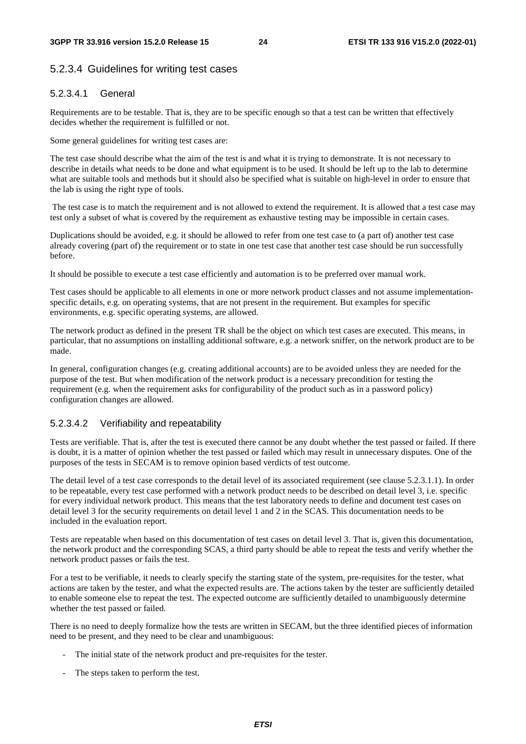### 5.2.3.4 Guidelines for writing test cases

#### 5.2.3.4.1 General

Requirements are to be testable. That is, they are to be specific enough so that a test can be written that effectively decides whether the requirement is fulfilled or not.

Some general guidelines for writing test cases are:

The test case should describe what the aim of the test is and what it is trying to demonstrate. It is not necessary to describe in details what needs to be done and what equipment is to be used. It should be left up to the lab to determine what are suitable tools and methods but it should also be specified what is suitable on high-level in order to ensure that the lab is using the right type of tools.

The test case is to match the requirement and is not allowed to extend the requirement. It is allowed that a test case may test only a subset of what is covered by the requirement as exhaustive testing may be impossible in certain cases.

Duplications should be avoided, e.g. it should be allowed to refer from one test case to (a part of) another test case already covering (part of) the requirement or to state in one test case that another test case should be run successfully before.

It should be possible to execute a test case efficiently and automation is to be preferred over manual work.

Test cases should be applicable to all elements in one or more network product classes and not assume implementation-specific details, e.g. on operating systems, that are not present in the requirement. But examples for specific environments, e.g. specific operating systems, are allowed.

The network product as defined in the present TR shall be the object on which test cases are executed. This means, in particular, that no assumptions on installing additional software, e.g. a network sniffer, on the network product are to be made.

In general, configuration changes (e.g. creating additional accounts) are to be avoided unless they are needed for the purpose of the test. But when modification of the network product is a necessary precondition for testing the requirement (e.g. when the requirement asks for configurability of the product such as in a password policy) configuration changes are allowed.

#### 5.2.3.4.2 Verifiability and repeatability

Tests are verifiable. That is, after the test is executed there cannot be any doubt whether the test passed or failed. If there is doubt, it is a matter of opinion whether the test passed or failed which may result in unnecessary disputes. One of the purposes of the tests in SECAM is to remove opinion based verdicts of test outcome.

The detail level of a test case corresponds to the detail level of its associated requirement (see clause 5.2.3.1.1). In order to be repeatable, every test case performed with a network product needs to be described on detail level 3, i.e. specific for every individual network product. This means that the test laboratory needs to define and document test cases on detail level 3 for the security requirements on detail level 1 and 2 in the SCAS. This documentation needs to be included in the evaluation report.

Tests are repeatable when based on this documentation of test cases on detail level 3. That is, given this documentation, the network product and the corresponding SCAS, a third party should be able to repeat the tests and verify whether the network product passes or fails the test.

For a test to be verifiable, it needs to clearly specify the starting state of the system, pre-requisites for the tester, what actions are taken by the tester, and what the expected results are. The actions taken by the tester are sufficiently detailed to enable someone else to repeat the test. The expected outcome are sufficiently detailed to unambiguously determine whether the test passed or failed.

There is no need to deeply formalize how the tests are written in SECAM, but the three identified pieces of information need to be present, and they need to be clear and unambiguous:

- The initial state of the network product and pre-requisites for the tester.
- The steps taken to perform the test.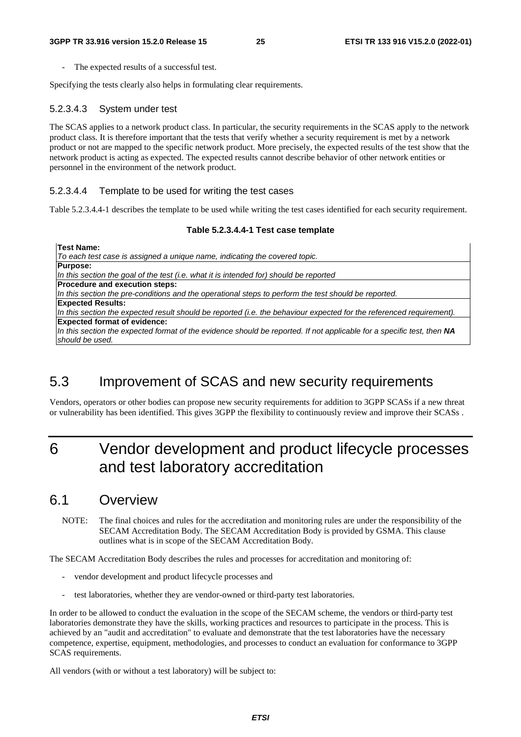- The expected results of a successful test.

Specifying the tests clearly also helps in formulating clear requirements.

#### 5.2.3.4.3 System under test

The SCAS applies to a network product class. In particular, the security requirements in the SCAS apply to the network product class. It is therefore important that the tests that verify whether a security requirement is met by a network product or not are mapped to the specific network product. More precisely, the expected results of the test show that the network product is acting as expected. The expected results cannot describe behavior of other network entities or personnel in the environment of the network product.

#### 5.2.3.4.4 Template to be used for writing the test cases

Table 5.2.3.4.4-1 describes the template to be used while writing the test cases identified for each security requirement.

**Table 5.2.3.4.4-1 Test case template**

| **Test Name:**<br>*To each test case is assigned a unique name, indicating the covered topic.* |
|---|
| **Purpose:**<br>*In this section the goal of the test (i.e. what it is intended for) should be reported* |
| **Procedure and execution steps:**<br>*In this section the pre-conditions and the operational steps to perform the test should be reported.* |
| **Expected Results:**<br>*In this section the expected result should be reported (i.e. the behaviour expected for the referenced requirement).* |
| **Expected format of evidence:**<br>*In this section the expected format of the evidence should be reported. If not applicable for a specific test, then* ***NA*** *should be used.* |

## 5.3 Improvement of SCAS and new security requirements

Vendors, operators or other bodies can propose new security requirements for addition to 3GPP SCASs if a new threat or vulnerability has been identified. This gives 3GPP the flexibility to continuously review and improve their SCASs .

# 6 Vendor development and product lifecycle processes and test laboratory accreditation

## 6.1 Overview

NOTE: The final choices and rules for the accreditation and monitoring rules are under the responsibility of the SECAM Accreditation Body. The SECAM Accreditation Body is provided by GSMA. This clause outlines what is in scope of the SECAM Accreditation Body.

The SECAM Accreditation Body describes the rules and processes for accreditation and monitoring of:

- vendor development and product lifecycle processes and
- test laboratories, whether they are vendor-owned or third-party test laboratories.

In order to be allowed to conduct the evaluation in the scope of the SECAM scheme, the vendors or third-party test laboratories demonstrate they have the skills, working practices and resources to participate in the process. This is achieved by an "audit and accreditation" to evaluate and demonstrate that the test laboratories have the necessary competence, expertise, equipment, methodologies, and processes to conduct an evaluation for conformance to 3GPP SCAS requirements.

All vendors (with or without a test laboratory) will be subject to: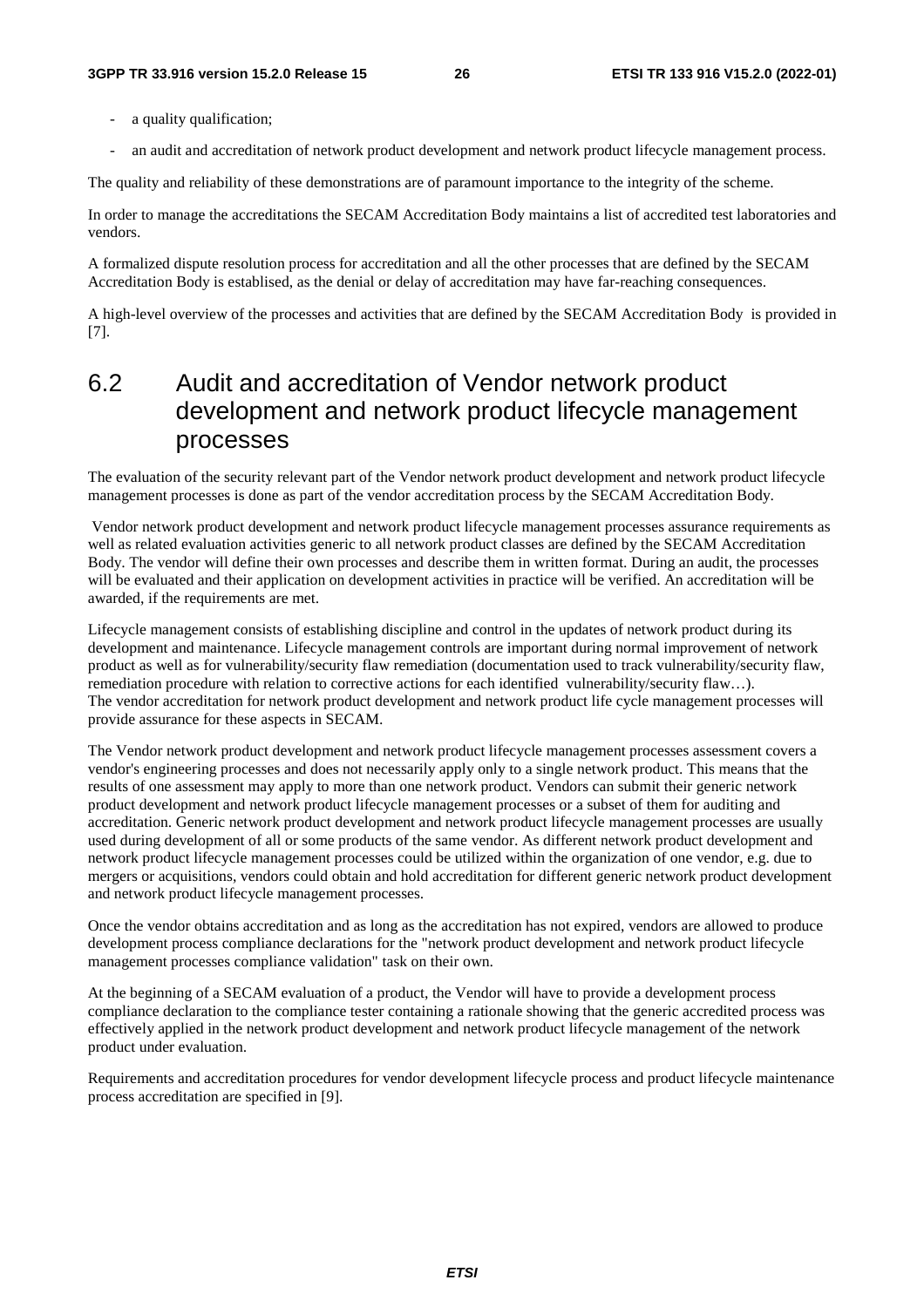- a quality qualification;
- an audit and accreditation of network product development and network product lifecycle management process.

The quality and reliability of these demonstrations are of paramount importance to the integrity of the scheme.

In order to manage the accreditations the SECAM Accreditation Body maintains a list of accredited test laboratories and vendors.

A formalized dispute resolution process for accreditation and all the other processes that are defined by the SECAM Accreditation Body is establised, as the denial or delay of accreditation may have far-reaching consequences.

A high-level overview of the processes and activities that are defined by the SECAM Accreditation Body is provided in [7].

## 6.2 Audit and accreditation of Vendor network product development and network product lifecycle management processes

The evaluation of the security relevant part of the Vendor network product development and network product lifecycle management processes is done as part of the vendor accreditation process by the SECAM Accreditation Body.

Vendor network product development and network product lifecycle management processes assurance requirements as well as related evaluation activities generic to all network product classes are defined by the SECAM Accreditation Body. The vendor will define their own processes and describe them in written format. During an audit, the processes will be evaluated and their application on development activities in practice will be verified. An accreditation will be awarded, if the requirements are met.

Lifecycle management consists of establishing discipline and control in the updates of network product during its development and maintenance. Lifecycle management controls are important during normal improvement of network product as well as for vulnerability/security flaw remediation (documentation used to track vulnerability/security flaw, remediation procedure with relation to corrective actions for each identified vulnerability/security flaw…). The vendor accreditation for network product development and network product life cycle management processes will provide assurance for these aspects in SECAM.

The Vendor network product development and network product lifecycle management processes assessment covers a vendor's engineering processes and does not necessarily apply only to a single network product. This means that the results of one assessment may apply to more than one network product. Vendors can submit their generic network product development and network product lifecycle management processes or a subset of them for auditing and accreditation. Generic network product development and network product lifecycle management processes are usually used during development of all or some products of the same vendor. As different network product development and network product lifecycle management processes could be utilized within the organization of one vendor, e.g. due to mergers or acquisitions, vendors could obtain and hold accreditation for different generic network product development and network product lifecycle management processes.

Once the vendor obtains accreditation and as long as the accreditation has not expired, vendors are allowed to produce development process compliance declarations for the "network product development and network product lifecycle management processes compliance validation" task on their own.

At the beginning of a SECAM evaluation of a product, the Vendor will have to provide a development process compliance declaration to the compliance tester containing a rationale showing that the generic accredited process was effectively applied in the network product development and network product lifecycle management of the network product under evaluation.

Requirements and accreditation procedures for vendor development lifecycle process and product lifecycle maintenance process accreditation are specified in [9].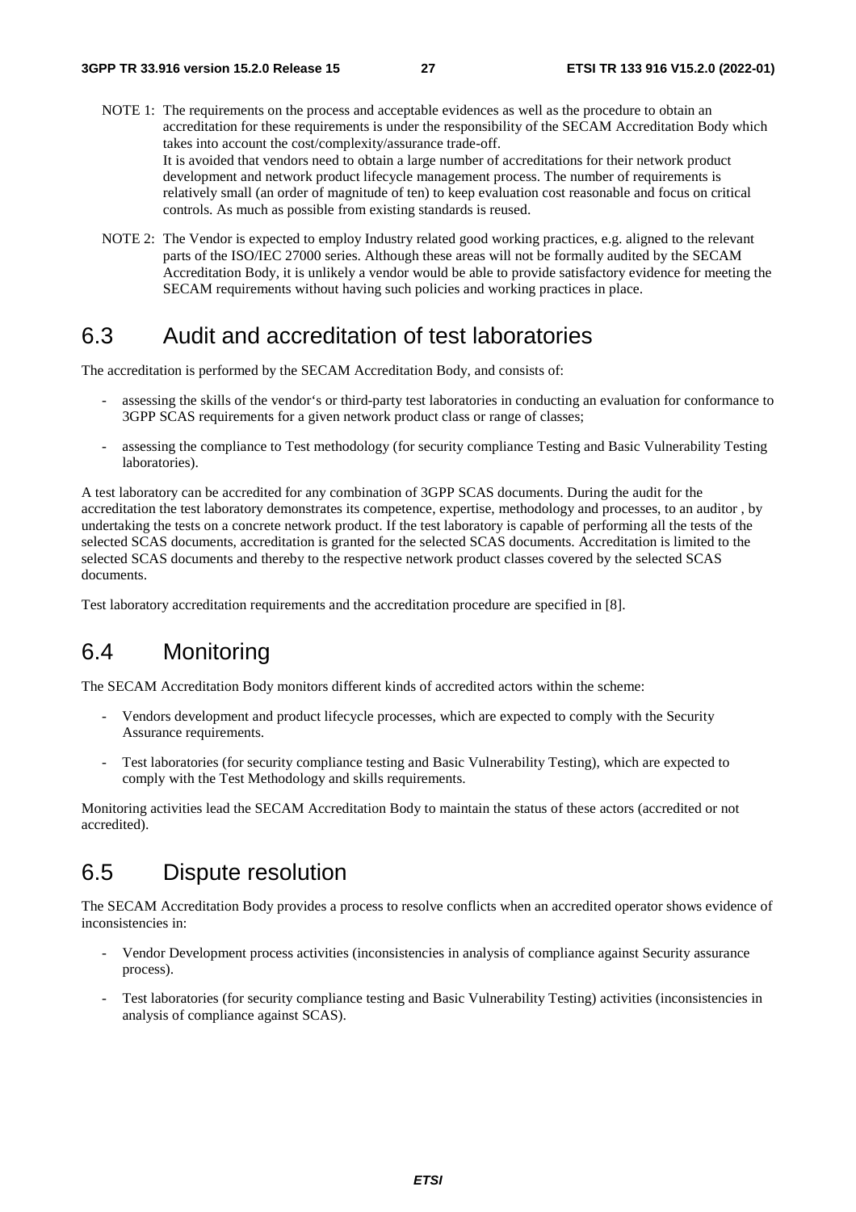NOTE 1: The requirements on the process and acceptable evidences as well as the procedure to obtain an accreditation for these requirements is under the responsibility of the SECAM Accreditation Body which takes into account the cost/complexity/assurance trade-off.
It is avoided that vendors need to obtain a large number of accreditations for their network product development and network product lifecycle management process. The number of requirements is relatively small (an order of magnitude of ten) to keep evaluation cost reasonable and focus on critical controls. As much as possible from existing standards is reused.

NOTE 2: The Vendor is expected to employ Industry related good working practices, e.g. aligned to the relevant parts of the ISO/IEC 27000 series. Although these areas will not be formally audited by the SECAM Accreditation Body, it is unlikely a vendor would be able to provide satisfactory evidence for meeting the SECAM requirements without having such policies and working practices in place.

## 6.3 Audit and accreditation of test laboratories

The accreditation is performed by the SECAM Accreditation Body, and consists of:

- assessing the skills of the vendor's or third-party test laboratories in conducting an evaluation for conformance to 3GPP SCAS requirements for a given network product class or range of classes;
- assessing the compliance to Test methodology (for security compliance Testing and Basic Vulnerability Testing laboratories).

A test laboratory can be accredited for any combination of 3GPP SCAS documents. During the audit for the accreditation the test laboratory demonstrates its competence, expertise, methodology and processes, to an auditor , by undertaking the tests on a concrete network product. If the test laboratory is capable of performing all the tests of the selected SCAS documents, accreditation is granted for the selected SCAS documents. Accreditation is limited to the selected SCAS documents and thereby to the respective network product classes covered by the selected SCAS documents.

Test laboratory accreditation requirements and the accreditation procedure are specified in [8].

## 6.4 Monitoring

The SECAM Accreditation Body monitors different kinds of accredited actors within the scheme:

- Vendors development and product lifecycle processes, which are expected to comply with the Security Assurance requirements.
- Test laboratories (for security compliance testing and Basic Vulnerability Testing), which are expected to comply with the Test Methodology and skills requirements.

Monitoring activities lead the SECAM Accreditation Body to maintain the status of these actors (accredited or not accredited).

## 6.5 Dispute resolution

The SECAM Accreditation Body provides a process to resolve conflicts when an accredited operator shows evidence of inconsistencies in:

- Vendor Development process activities (inconsistencies in analysis of compliance against Security assurance process).
- Test laboratories (for security compliance testing and Basic Vulnerability Testing) activities (inconsistencies in analysis of compliance against SCAS).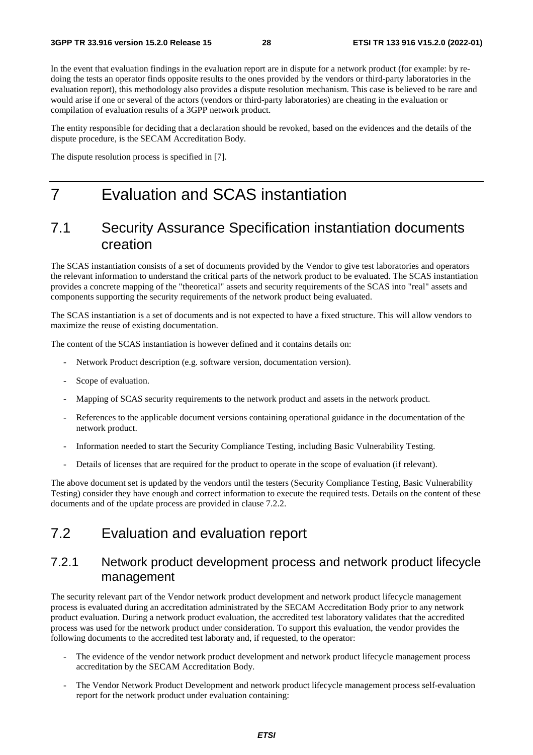In the event that evaluation findings in the evaluation report are in dispute for a network product (for example: by re-doing the tests an operator finds opposite results to the ones provided by the vendors or third-party laboratories in the evaluation report), this methodology also provides a dispute resolution mechanism. This case is believed to be rare and would arise if one or several of the actors (vendors or third-party laboratories) are cheating in the evaluation or compilation of evaluation results of a 3GPP network product.

The entity responsible for deciding that a declaration should be revoked, based on the evidences and the details of the dispute procedure, is the SECAM Accreditation Body.

The dispute resolution process is specified in [7].

# 7 Evaluation and SCAS instantiation

## 7.1 Security Assurance Specification instantiation documents creation

The SCAS instantiation consists of a set of documents provided by the Vendor to give test laboratories and operators the relevant information to understand the critical parts of the network product to be evaluated. The SCAS instantiation provides a concrete mapping of the "theoretical" assets and security requirements of the SCAS into "real" assets and components supporting the security requirements of the network product being evaluated.

The SCAS instantiation is a set of documents and is not expected to have a fixed structure. This will allow vendors to maximize the reuse of existing documentation.

The content of the SCAS instantiation is however defined and it contains details on:

- Network Product description (e.g. software version, documentation version).
- Scope of evaluation.
- Mapping of SCAS security requirements to the network product and assets in the network product.
- References to the applicable document versions containing operational guidance in the documentation of the network product.
- Information needed to start the Security Compliance Testing, including Basic Vulnerability Testing.
- Details of licenses that are required for the product to operate in the scope of evaluation (if relevant).

The above document set is updated by the vendors until the testers (Security Compliance Testing, Basic Vulnerability Testing) consider they have enough and correct information to execute the required tests. Details on the content of these documents and of the update process are provided in clause 7.2.2.

## 7.2 Evaluation and evaluation report

### 7.2.1 Network product development process and network product lifecycle management

The security relevant part of the Vendor network product development and network product lifecycle management process is evaluated during an accreditation administrated by the SECAM Accreditation Body prior to any network product evaluation. During a network product evaluation, the accredited test laboratory validates that the accredited process was used for the network product under consideration. To support this evaluation, the vendor provides the following documents to the accredited test laboraty and, if requested, to the operator:

- The evidence of the vendor network product development and network product lifecycle management process accreditation by the SECAM Accreditation Body.
- The Vendor Network Product Development and network product lifecycle management process self-evaluation report for the network product under evaluation containing: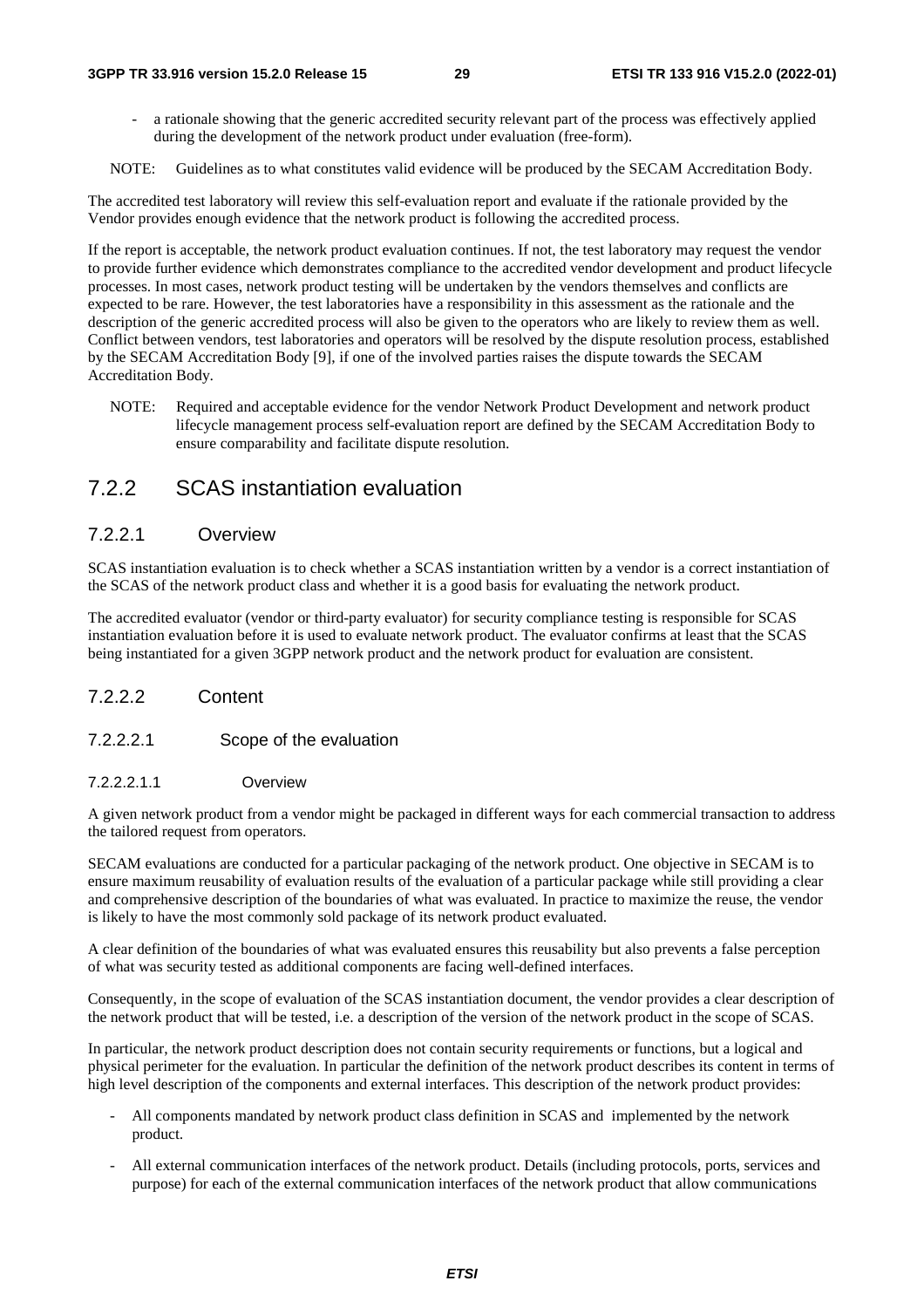- a rationale showing that the generic accredited security relevant part of the process was effectively applied during the development of the network product under evaluation (free-form).

NOTE: Guidelines as to what constitutes valid evidence will be produced by the SECAM Accreditation Body.

The accredited test laboratory will review this self-evaluation report and evaluate if the rationale provided by the Vendor provides enough evidence that the network product is following the accredited process.

If the report is acceptable, the network product evaluation continues. If not, the test laboratory may request the vendor to provide further evidence which demonstrates compliance to the accredited vendor development and product lifecycle processes. In most cases, network product testing will be undertaken by the vendors themselves and conflicts are expected to be rare. However, the test laboratories have a responsibility in this assessment as the rationale and the description of the generic accredited process will also be given to the operators who are likely to review them as well. Conflict between vendors, test laboratories and operators will be resolved by the dispute resolution process, established by the SECAM Accreditation Body [9], if one of the involved parties raises the dispute towards the SECAM Accreditation Body.

NOTE: Required and acceptable evidence for the vendor Network Product Development and network product lifecycle management process self-evaluation report are defined by the SECAM Accreditation Body to ensure comparability and facilitate dispute resolution.

## 7.2.2 SCAS instantiation evaluation

### 7.2.2.1 Overview

SCAS instantiation evaluation is to check whether a SCAS instantiation written by a vendor is a correct instantiation of the SCAS of the network product class and whether it is a good basis for evaluating the network product.

The accredited evaluator (vendor or third-party evaluator) for security compliance testing is responsible for SCAS instantiation evaluation before it is used to evaluate network product. The evaluator confirms at least that the SCAS being instantiated for a given 3GPP network product and the network product for evaluation are consistent.

### 7.2.2.2 Content

#### 7.2.2.2.1 Scope of the evaluation

##### 7.2.2.2.1.1 Overview

A given network product from a vendor might be packaged in different ways for each commercial transaction to address the tailored request from operators.

SECAM evaluations are conducted for a particular packaging of the network product. One objective in SECAM is to ensure maximum reusability of evaluation results of the evaluation of a particular package while still providing a clear and comprehensive description of the boundaries of what was evaluated. In practice to maximize the reuse, the vendor is likely to have the most commonly sold package of its network product evaluated.

A clear definition of the boundaries of what was evaluated ensures this reusability but also prevents a false perception of what was security tested as additional components are facing well-defined interfaces.

Consequently, in the scope of evaluation of the SCAS instantiation document, the vendor provides a clear description of the network product that will be tested, i.e. a description of the version of the network product in the scope of SCAS.

In particular, the network product description does not contain security requirements or functions, but a logical and physical perimeter for the evaluation. In particular the definition of the network product describes its content in terms of high level description of the components and external interfaces. This description of the network product provides:

- All components mandated by network product class definition in SCAS and implemented by the network product.
- All external communication interfaces of the network product. Details (including protocols, ports, services and purpose) for each of the external communication interfaces of the network product that allow communications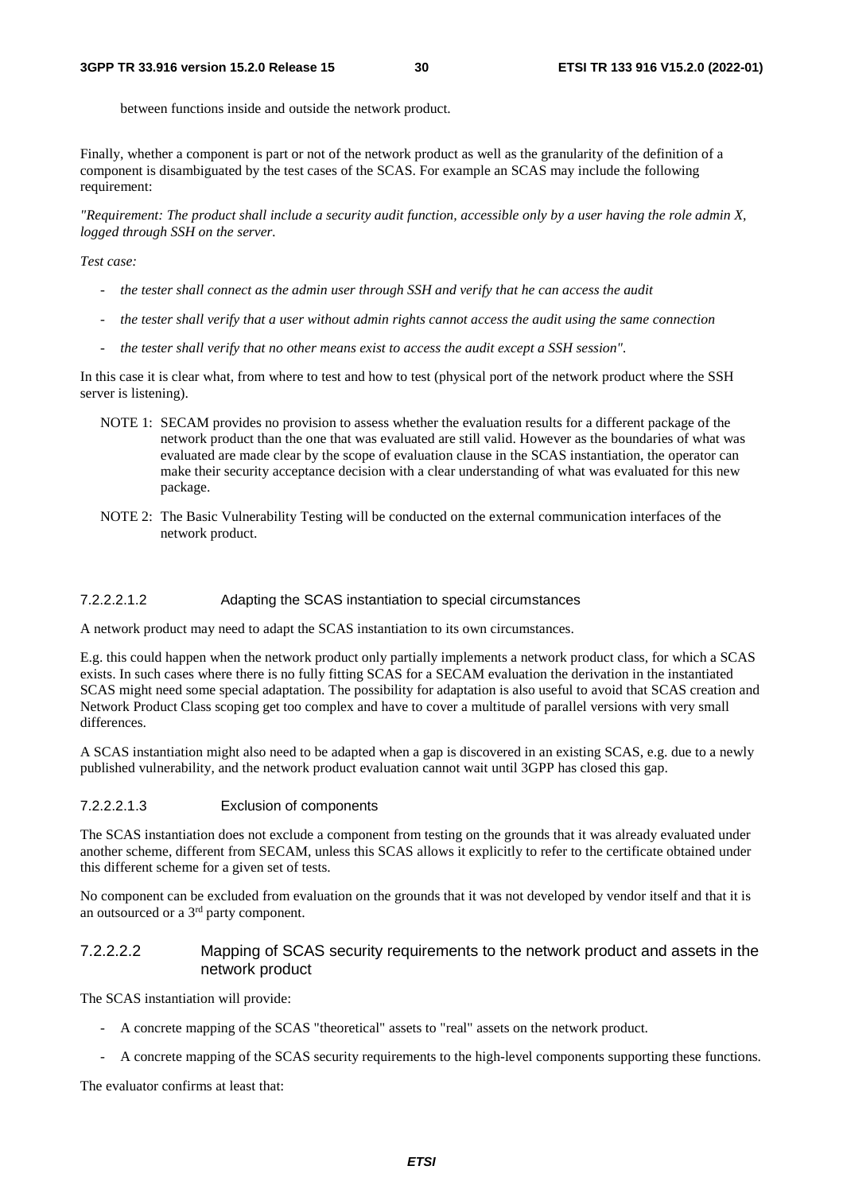between functions inside and outside the network product.

Finally, whether a component is part or not of the network product as well as the granularity of the definition of a component is disambiguated by the test cases of the SCAS. For example an SCAS may include the following requirement:

*"Requirement: The product shall include a security audit function, accessible only by a user having the role admin X, logged through SSH on the server.*

*Test case:*

- *the tester shall connect as the admin user through SSH and verify that he can access the audit*
- *the tester shall verify that a user without admin rights cannot access the audit using the same connection*
- *the tester shall verify that no other means exist to access the audit except a SSH session".*

In this case it is clear what, from where to test and how to test (physical port of the network product where the SSH server is listening).

NOTE 1: SECAM provides no provision to assess whether the evaluation results for a different package of the network product than the one that was evaluated are still valid. However as the boundaries of what was evaluated are made clear by the scope of evaluation clause in the SCAS instantiation, the operator can make their security acceptance decision with a clear understanding of what was evaluated for this new package.

NOTE 2: The Basic Vulnerability Testing will be conducted on the external communication interfaces of the network product.

###### 7.2.2.2.1.2 Adapting the SCAS instantiation to special circumstances

A network product may need to adapt the SCAS instantiation to its own circumstances.

E.g. this could happen when the network product only partially implements a network product class, for which a SCAS exists. In such cases where there is no fully fitting SCAS for a SECAM evaluation the derivation in the instantiated SCAS might need some special adaptation. The possibility for adaptation is also useful to avoid that SCAS creation and Network Product Class scoping get too complex and have to cover a multitude of parallel versions with very small differences.

A SCAS instantiation might also need to be adapted when a gap is discovered in an existing SCAS, e.g. due to a newly published vulnerability, and the network product evaluation cannot wait until 3GPP has closed this gap.

###### 7.2.2.2.1.3 Exclusion of components

The SCAS instantiation does not exclude a component from testing on the grounds that it was already evaluated under another scheme, different from SECAM, unless this SCAS allows it explicitly to refer to the certificate obtained under this different scheme for a given set of tests.

No component can be excluded from evaluation on the grounds that it was not developed by vendor itself and that it is an outsourced or a 3rd party component.

##### 7.2.2.2.2 Mapping of SCAS security requirements to the network product and assets in the network product

The SCAS instantiation will provide:

- A concrete mapping of the SCAS "theoretical" assets to "real" assets on the network product.
- A concrete mapping of the SCAS security requirements to the high-level components supporting these functions.

The evaluator confirms at least that: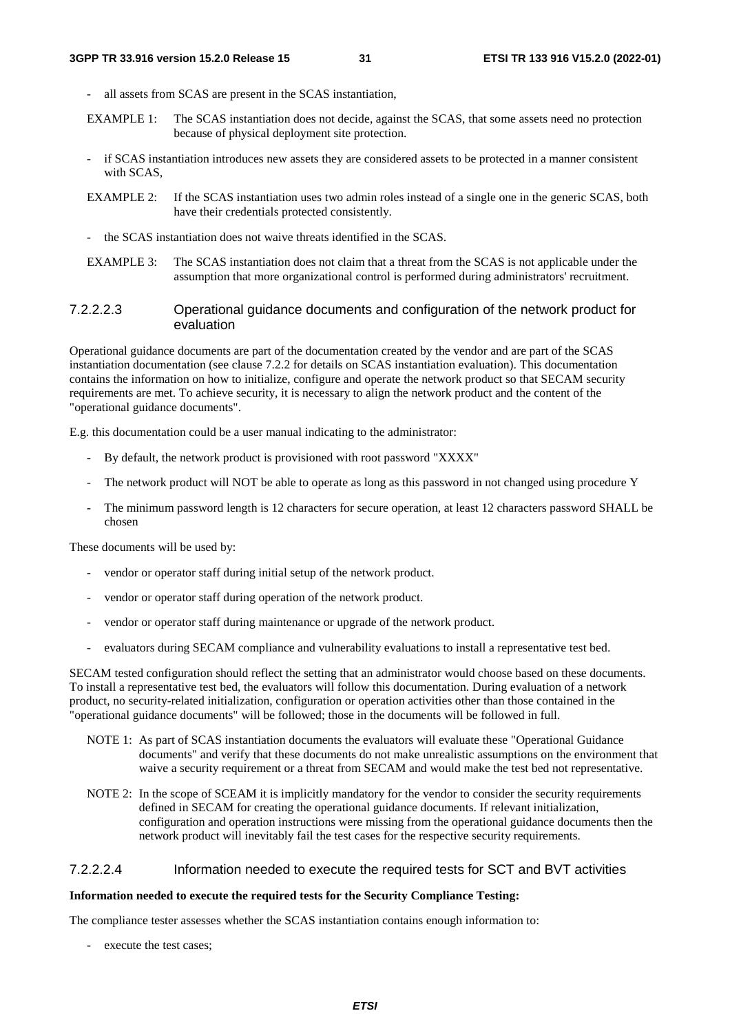- all assets from SCAS are present in the SCAS instantiation,

EXAMPLE 1: The SCAS instantiation does not decide, against the SCAS, that some assets need no protection because of physical deployment site protection.

- if SCAS instantiation introduces new assets they are considered assets to be protected in a manner consistent with SCAS,

EXAMPLE 2: If the SCAS instantiation uses two admin roles instead of a single one in the generic SCAS, both have their credentials protected consistently.

- the SCAS instantiation does not waive threats identified in the SCAS.

EXAMPLE 3: The SCAS instantiation does not claim that a threat from the SCAS is not applicable under the assumption that more organizational control is performed during administrators' recruitment.

##### 7.2.2.2.3 Operational guidance documents and configuration of the network product for evaluation

Operational guidance documents are part of the documentation created by the vendor and are part of the SCAS instantiation documentation (see clause 7.2.2 for details on SCAS instantiation evaluation). This documentation contains the information on how to initialize, configure and operate the network product so that SECAM security requirements are met. To achieve security, it is necessary to align the network product and the content of the "operational guidance documents".

E.g. this documentation could be a user manual indicating to the administrator:

- By default, the network product is provisioned with root password "XXXX"
- The network product will NOT be able to operate as long as this password in not changed using procedure Y
- The minimum password length is 12 characters for secure operation, at least 12 characters password SHALL be chosen

These documents will be used by:

- vendor or operator staff during initial setup of the network product.
- vendor or operator staff during operation of the network product.
- vendor or operator staff during maintenance or upgrade of the network product.
- evaluators during SECAM compliance and vulnerability evaluations to install a representative test bed.

SECAM tested configuration should reflect the setting that an administrator would choose based on these documents. To install a representative test bed, the evaluators will follow this documentation. During evaluation of a network product, no security-related initialization, configuration or operation activities other than those contained in the "operational guidance documents" will be followed; those in the documents will be followed in full.

NOTE 1: As part of SCAS instantiation documents the evaluators will evaluate these "Operational Guidance documents" and verify that these documents do not make unrealistic assumptions on the environment that waive a security requirement or a threat from SECAM and would make the test bed not representative.

NOTE 2: In the scope of SCEAM it is implicitly mandatory for the vendor to consider the security requirements defined in SECAM for creating the operational guidance documents. If relevant initialization, configuration and operation instructions were missing from the operational guidance documents then the network product will inevitably fail the test cases for the respective security requirements.

##### 7.2.2.2.4 Information needed to execute the required tests for SCT and BVT activities

**Information needed to execute the required tests for the Security Compliance Testing:**

The compliance tester assesses whether the SCAS instantiation contains enough information to:

- execute the test cases;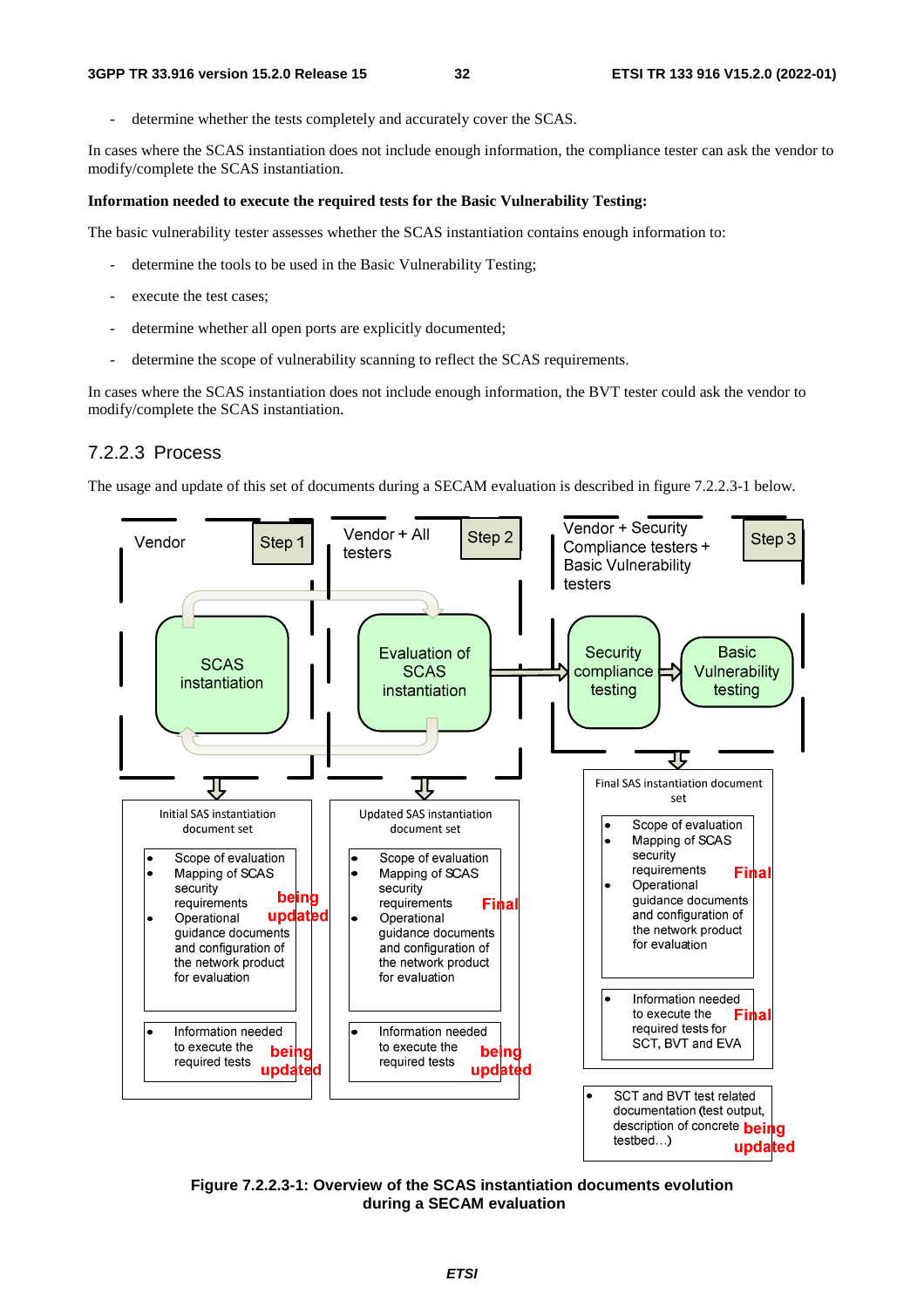- determine whether the tests completely and accurately cover the SCAS.

In cases where the SCAS instantiation does not include enough information, the compliance tester can ask the vendor to modify/complete the SCAS instantiation.

**Information needed to execute the required tests for the Basic Vulnerability Testing:**

The basic vulnerability tester assesses whether the SCAS instantiation contains enough information to:

- determine the tools to be used in the Basic Vulnerability Testing;
- execute the test cases;
- determine whether all open ports are explicitly documented;
- determine the scope of vulnerability scanning to reflect the SCAS requirements.

In cases where the SCAS instantiation does not include enough information, the BVT tester could ask the vendor to modify/complete the SCAS instantiation.

### 7.2.2.3 Process

The usage and update of this set of documents during a SECAM evaluation is described in figure 7.2.2.3-1 below.

Vendor | Step 1 — SCAS instantiation

Vendor + All testers | Step 2 — Evaluation of SCAS instantiation

Vendor + Security Compliance testers + Basic Vulnerability testers | Step 3 — Security compliance testing → Basic Vulnerability testing

Initial SAS instantiation document set
- Scope of evaluation
- Mapping of SCAS security requirements
- Operational guidance documents and configuration of the network product for evaluation

being updated

- Information needed to execute the required tests

being updated

Updated SAS instantiation document set
- Scope of evaluation
- Mapping of SCAS security requirements
- Operational guidance documents and configuration of the network product for evaluation

Final

- Information needed to execute the required tests

being updated

Final SAS instantiation document set
- Scope of evaluation
- Mapping of SCAS security requirements
- Operational guidance documents and configuration of the network product for evaluation

Final

- Information needed to execute the required tests for SCT, BVT and EVA

Final

- SCT and BVT test related documentation (test output, description of concrete testbed…)

being updated

**Figure 7.2.2.3-1: Overview of the SCAS instantiation documents evolution during a SECAM evaluation**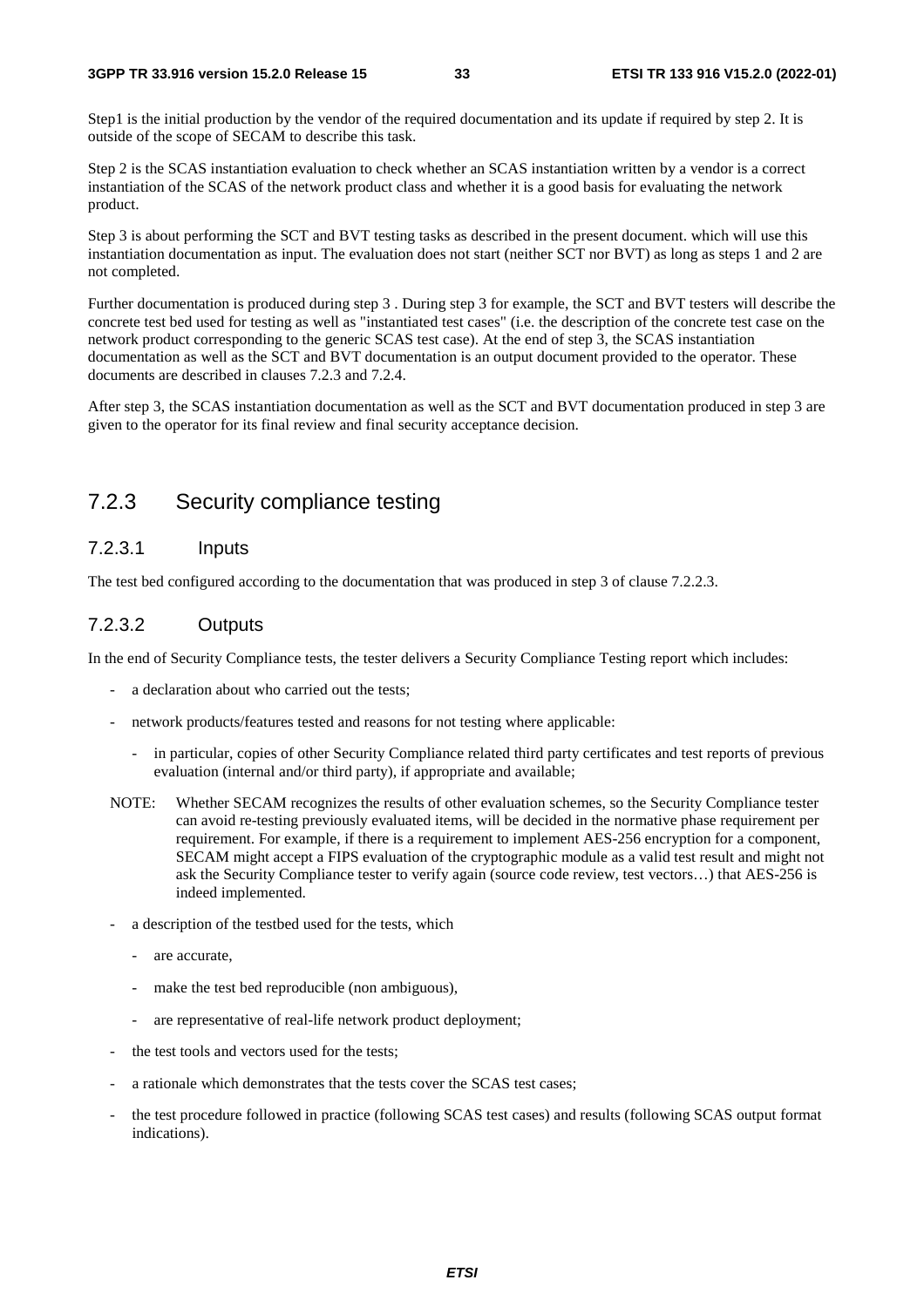Step1 is the initial production by the vendor of the required documentation and its update if required by step 2. It is outside of the scope of SECAM to describe this task.

Step 2 is the SCAS instantiation evaluation to check whether an SCAS instantiation written by a vendor is a correct instantiation of the SCAS of the network product class and whether it is a good basis for evaluating the network product.

Step 3 is about performing the SCT and BVT testing tasks as described in the present document. which will use this instantiation documentation as input. The evaluation does not start (neither SCT nor BVT) as long as steps 1 and 2 are not completed.

Further documentation is produced during step 3 . During step 3 for example, the SCT and BVT testers will describe the concrete test bed used for testing as well as "instantiated test cases" (i.e. the description of the concrete test case on the network product corresponding to the generic SCAS test case). At the end of step 3, the SCAS instantiation documentation as well as the SCT and BVT documentation is an output document provided to the operator. These documents are described in clauses 7.2.3 and 7.2.4.

After step 3, the SCAS instantiation documentation as well as the SCT and BVT documentation produced in step 3 are given to the operator for its final review and final security acceptance decision.

### 7.2.3 Security compliance testing

#### 7.2.3.1 Inputs

The test bed configured according to the documentation that was produced in step 3 of clause 7.2.2.3.

#### 7.2.3.2 Outputs

In the end of Security Compliance tests, the tester delivers a Security Compliance Testing report which includes:

- a declaration about who carried out the tests;
- network products/features tested and reasons for not testing where applicable:
  - in particular, copies of other Security Compliance related third party certificates and test reports of previous evaluation (internal and/or third party), if appropriate and available;

NOTE: Whether SECAM recognizes the results of other evaluation schemes, so the Security Compliance tester can avoid re-testing previously evaluated items, will be decided in the normative phase requirement per requirement. For example, if there is a requirement to implement AES-256 encryption for a component, SECAM might accept a FIPS evaluation of the cryptographic module as a valid test result and might not ask the Security Compliance tester to verify again (source code review, test vectors…) that AES-256 is indeed implemented.

- a description of the testbed used for the tests, which
  - are accurate,
  - make the test bed reproducible (non ambiguous),
  - are representative of real-life network product deployment;
- the test tools and vectors used for the tests;
- a rationale which demonstrates that the tests cover the SCAS test cases;
- the test procedure followed in practice (following SCAS test cases) and results (following SCAS output format indications).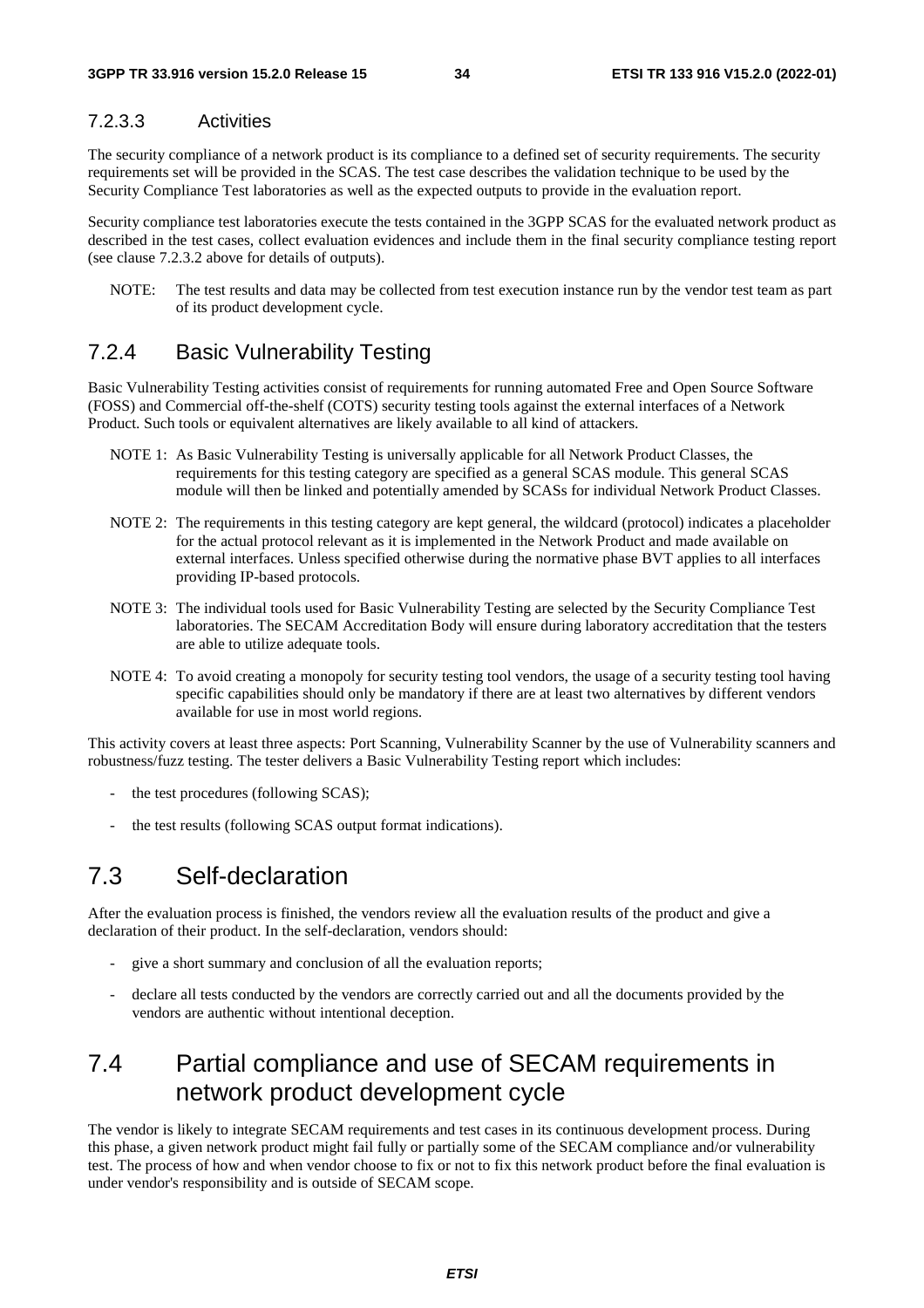#### 7.2.3.3 Activities

The security compliance of a network product is its compliance to a defined set of security requirements. The security requirements set will be provided in the SCAS. The test case describes the validation technique to be used by the Security Compliance Test laboratories as well as the expected outputs to provide in the evaluation report.

Security compliance test laboratories execute the tests contained in the 3GPP SCAS for the evaluated network product as described in the test cases, collect evaluation evidences and include them in the final security compliance testing report (see clause 7.2.3.2 above for details of outputs).

NOTE: The test results and data may be collected from test execution instance run by the vendor test team as part of its product development cycle.

### 7.2.4 Basic Vulnerability Testing

Basic Vulnerability Testing activities consist of requirements for running automated Free and Open Source Software (FOSS) and Commercial off-the-shelf (COTS) security testing tools against the external interfaces of a Network Product. Such tools or equivalent alternatives are likely available to all kind of attackers.

NOTE 1: As Basic Vulnerability Testing is universally applicable for all Network Product Classes, the requirements for this testing category are specified as a general SCAS module. This general SCAS module will then be linked and potentially amended by SCASs for individual Network Product Classes.

NOTE 2: The requirements in this testing category are kept general, the wildcard (protocol) indicates a placeholder for the actual protocol relevant as it is implemented in the Network Product and made available on external interfaces. Unless specified otherwise during the normative phase BVT applies to all interfaces providing IP-based protocols.

NOTE 3: The individual tools used for Basic Vulnerability Testing are selected by the Security Compliance Test laboratories. The SECAM Accreditation Body will ensure during laboratory accreditation that the testers are able to utilize adequate tools.

NOTE 4: To avoid creating a monopoly for security testing tool vendors, the usage of a security testing tool having specific capabilities should only be mandatory if there are at least two alternatives by different vendors available for use in most world regions.

This activity covers at least three aspects: Port Scanning, Vulnerability Scanner by the use of Vulnerability scanners and robustness/fuzz testing. The tester delivers a Basic Vulnerability Testing report which includes:

- the test procedures (following SCAS);
- the test results (following SCAS output format indications).

## 7.3 Self-declaration

After the evaluation process is finished, the vendors review all the evaluation results of the product and give a declaration of their product. In the self-declaration, vendors should:

- give a short summary and conclusion of all the evaluation reports;
- declare all tests conducted by the vendors are correctly carried out and all the documents provided by the vendors are authentic without intentional deception.

## 7.4 Partial compliance and use of SECAM requirements in network product development cycle

The vendor is likely to integrate SECAM requirements and test cases in its continuous development process. During this phase, a given network product might fail fully or partially some of the SECAM compliance and/or vulnerability test. The process of how and when vendor choose to fix or not to fix this network product before the final evaluation is under vendor's responsibility and is outside of SECAM scope.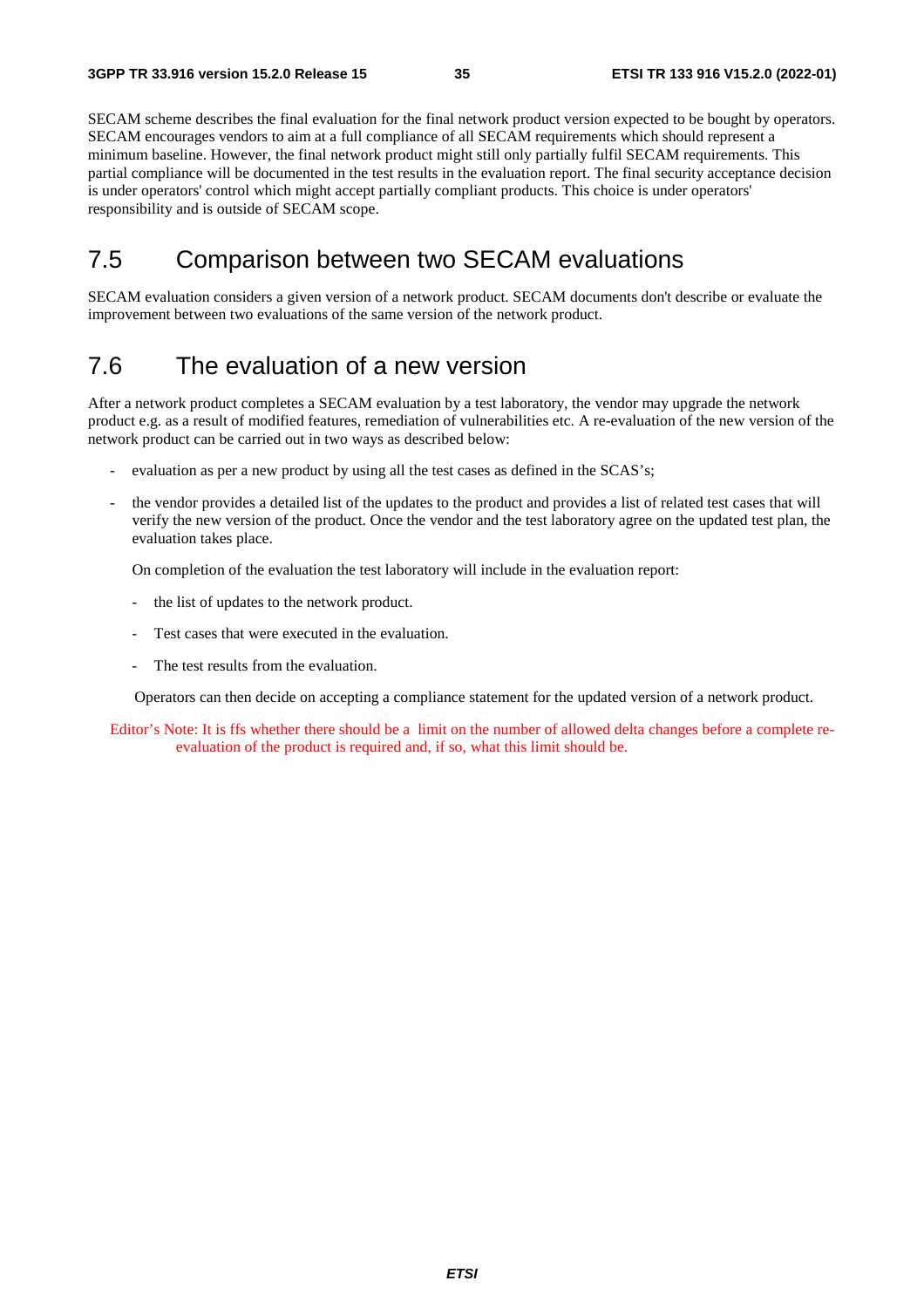SECAM scheme describes the final evaluation for the final network product version expected to be bought by operators. SECAM encourages vendors to aim at a full compliance of all SECAM requirements which should represent a minimum baseline. However, the final network product might still only partially fulfil SECAM requirements. This partial compliance will be documented in the test results in the evaluation report. The final security acceptance decision is under operators' control which might accept partially compliant products. This choice is under operators' responsibility and is outside of SECAM scope.

## 7.5 Comparison between two SECAM evaluations

SECAM evaluation considers a given version of a network product. SECAM documents don't describe or evaluate the improvement between two evaluations of the same version of the network product.

## 7.6 The evaluation of a new version

After a network product completes a SECAM evaluation by a test laboratory, the vendor may upgrade the network product e.g. as a result of modified features, remediation of vulnerabilities etc. A re-evaluation of the new version of the network product can be carried out in two ways as described below:

- evaluation as per a new product by using all the test cases as defined in the SCAS's;
- the vendor provides a detailed list of the updates to the product and provides a list of related test cases that will verify the new version of the product. Once the vendor and the test laboratory agree on the updated test plan, the evaluation takes place.

  On completion of the evaluation the test laboratory will include in the evaluation report:

  - the list of updates to the network product.
  - Test cases that were executed in the evaluation.
  - The test results from the evaluation.

  Operators can then decide on accepting a compliance statement for the updated version of a network product.

Editor's Note: It is ffs whether there should be a limit on the number of allowed delta changes before a complete re-evaluation of the product is required and, if so, what this limit should be.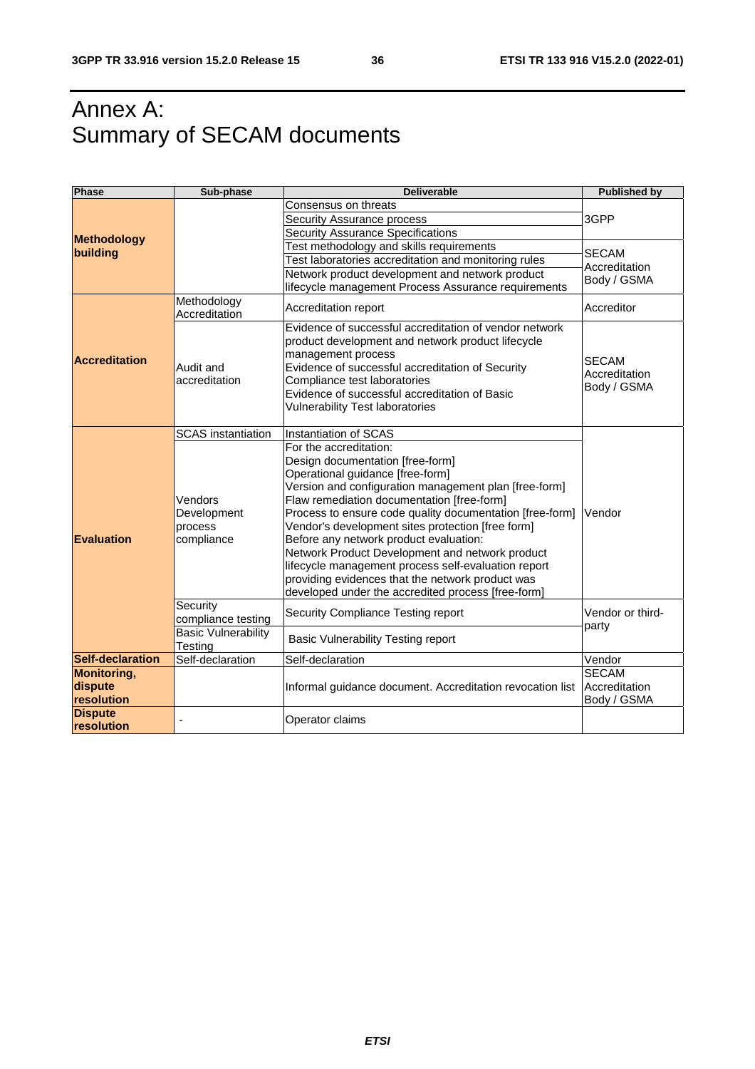# Annex A: Summary of SECAM documents

| Phase | Sub-phase | Deliverable | Published by |
|---|---|---|---|
| **Methodology building** | | Consensus on threats | 3GPP |
| | | Security Assurance process | |
| | | Security Assurance Specifications | |
| | | Test methodology and skills requirements | SECAM Accreditation Body / GSMA |
| | | Test laboratories accreditation and monitoring rules | |
| | | Network product development and network product lifecycle management Process Assurance requirements | |
| **Accreditation** | Methodology Accreditation | Accreditation report | Accreditor |
| | Audit and accreditation | Evidence of successful accreditation of vendor network product development and network product lifecycle management process<br>Evidence of successful accreditation of Security Compliance test laboratories<br>Evidence of successful accreditation of Basic Vulnerability Test laboratories | SECAM Accreditation Body / GSMA |
| **Evaluation** | SCAS instantiation | Instantiation of SCAS | Vendor |
| | Vendors Development process compliance | For the accreditation:<br>Design documentation [free-form]<br>Operational guidance [free-form]<br>Version and configuration management plan [free-form]<br>Flaw remediation documentation [free-form]<br>Process to ensure code quality documentation [free-form]<br>Vendor's development sites protection [free form]<br>Before any network product evaluation:<br>Network Product Development and network product lifecycle management process self-evaluation report providing evidences that the network product was developed under the accredited process [free-form] | |
| | Security compliance testing | Security Compliance Testing report | Vendor or third-party |
| | Basic Vulnerability Testing | Basic Vulnerability Testing report | |
| **Self-declaration** | Self-declaration | Self-declaration | Vendor |
| **Monitoring, dispute resolution** | | Informal guidance document. Accreditation revocation list | SECAM Accreditation Body / GSMA |
| **Dispute resolution** | - | Operator claims | |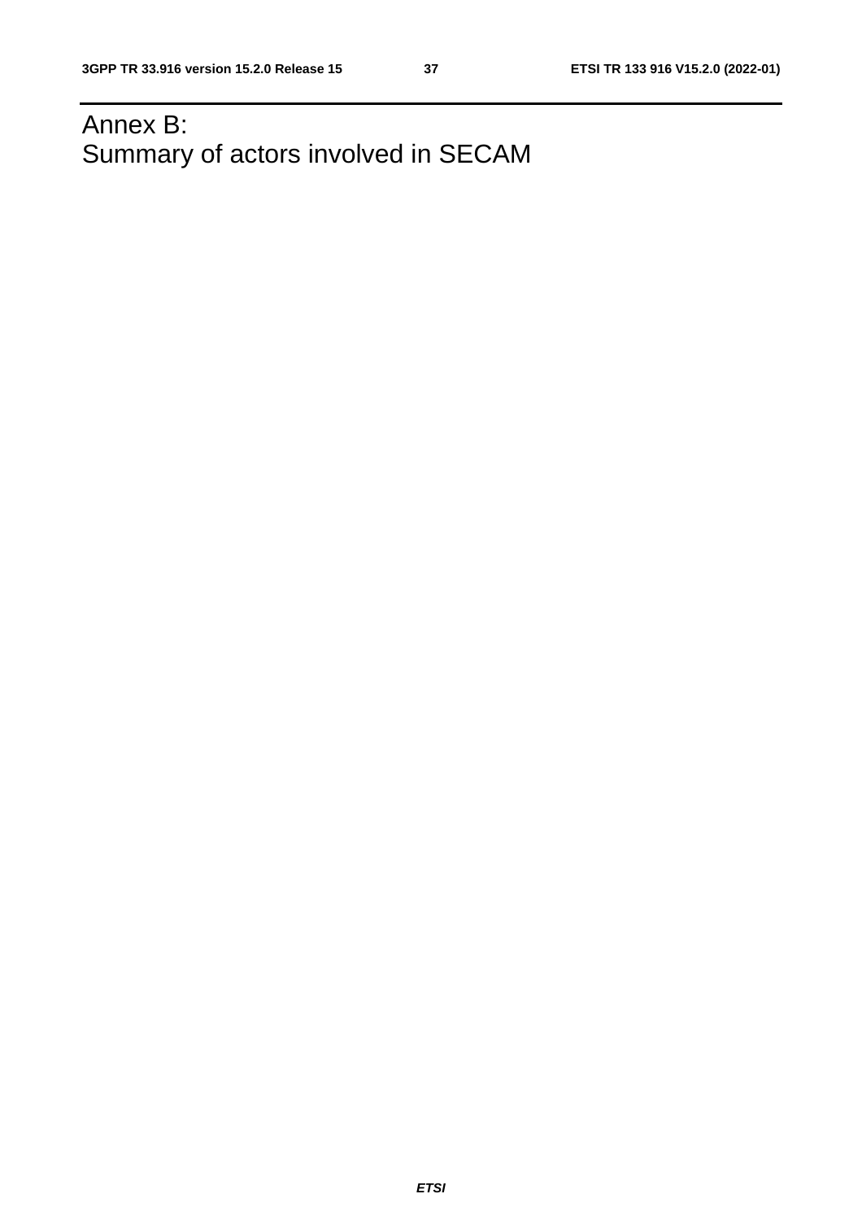# Annex B: Summary of actors involved in SECAM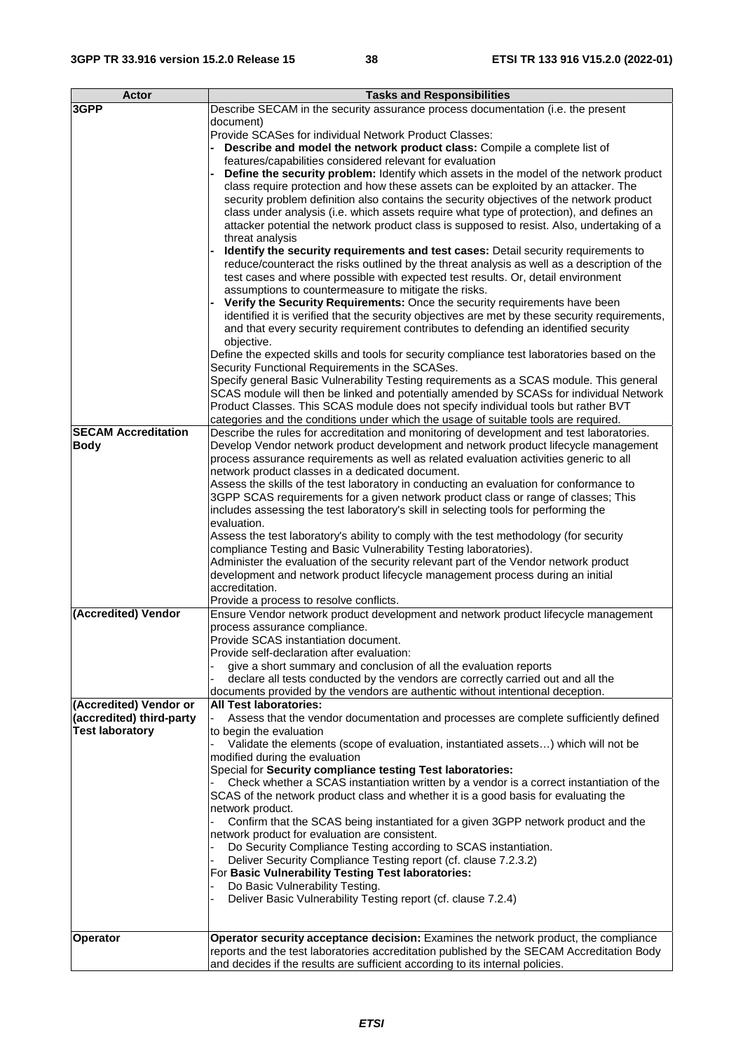| Actor | Tasks and Responsibilities |
|---|---|
| **3GPP** | Describe SECAM in the security assurance process documentation (i.e. the present document)<br>Provide SCASes for individual Network Product Classes:<br>- **Describe and model the network product class:** Compile a complete list of features/capabilities considered relevant for evaluation<br>- **Define the security problem:** Identify which assets in the model of the network product class require protection and how these assets can be exploited by an attacker. The security problem definition also contains the security objectives of the network product class under analysis (i.e. which assets require what type of protection), and defines an attacker potential the network product class is supposed to resist. Also, undertaking of a threat analysis<br>- **Identify the security requirements and test cases:** Detail security requirements to reduce/counteract the risks outlined by the threat analysis as well as a description of the test cases and where possible with expected test results. Or, detail environment assumptions to countermeasure to mitigate the risks.<br>- **Verify the Security Requirements:** Once the security requirements have been identified it is verified that the security objectives are met by these security requirements, and that every security requirement contributes to defending an identified security objective.<br>Define the expected skills and tools for security compliance test laboratories based on the Security Functional Requirements in the SCASes.<br>Specify general Basic Vulnerability Testing requirements as a SCAS module. This general SCAS module will then be linked and potentially amended by SCASs for individual Network Product Classes. This SCAS module does not specify individual tools but rather BVT categories and the conditions under which the usage of suitable tools are required. |
| **SECAM Accreditation Body** | Describe the rules for accreditation and monitoring of development and test laboratories.<br>Develop Vendor network product development and network product lifecycle management process assurance requirements as well as related evaluation activities generic to all network product classes in a dedicated document.<br>Assess the skills of the test laboratory in conducting an evaluation for conformance to 3GPP SCAS requirements for a given network product class or range of classes; This includes assessing the test laboratory's skill in selecting tools for performing the evaluation.<br>Assess the test laboratory's ability to comply with the test methodology (for security compliance Testing and Basic Vulnerability Testing laboratories).<br>Administer the evaluation of the security relevant part of the Vendor network product development and network product lifecycle management process during an initial accreditation.<br>Provide a process to resolve conflicts. |
| **(Accredited) Vendor** | Ensure Vendor network product development and network product lifecycle management process assurance compliance.<br>Provide SCAS instantiation document.<br>Provide self-declaration after evaluation:<br>- give a short summary and conclusion of all the evaluation reports<br>- declare all tests conducted by the vendors are correctly carried out and all the documents provided by the vendors are authentic without intentional deception. |
| **(Accredited) Vendor or (accredited) third-party Test laboratory** | **All Test laboratories:**<br>- Assess that the vendor documentation and processes are complete sufficiently defined to begin the evaluation<br>- Validate the elements (scope of evaluation, instantiated assets…) which will not be modified during the evaluation<br>Special for **Security compliance testing Test laboratories:**<br>- Check whether a SCAS instantiation written by a vendor is a correct instantiation of the SCAS of the network product class and whether it is a good basis for evaluating the network product.<br>- Confirm that the SCAS being instantiated for a given 3GPP network product and the network product for evaluation are consistent.<br>- Do Security Compliance Testing according to SCAS instantiation.<br>- Deliver Security Compliance Testing report (cf. clause 7.2.3.2)<br>For **Basic Vulnerability Testing Test laboratories:**<br>- Do Basic Vulnerability Testing.<br>- Deliver Basic Vulnerability Testing report (cf. clause 7.2.4) |
| **Operator** | **Operator security acceptance decision:** Examines the network product, the compliance reports and the test laboratories accreditation published by the SECAM Accreditation Body and decides if the results are sufficient according to its internal policies. |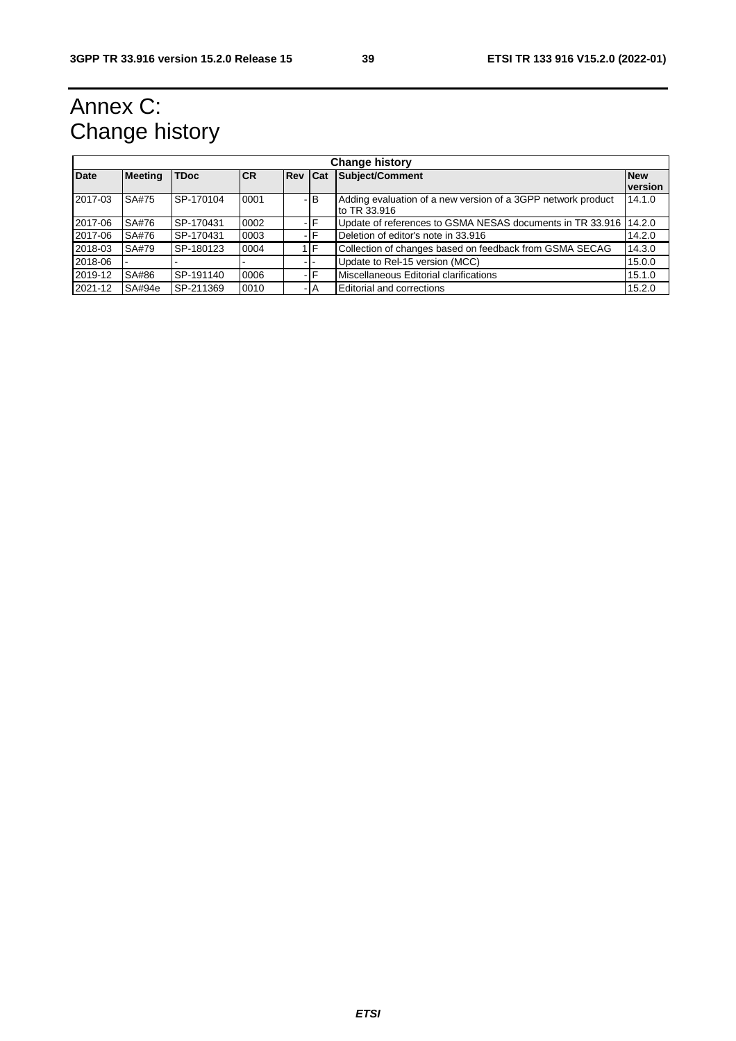# Annex C: Change history

| Change history | | | | | | | |
|---|---|---|---|---|---|---|---|
| **Date** | **Meeting** | **TDoc** | **CR** | **Rev** | **Cat** | **Subject/Comment** | **New version** |
| 2017-03 | SA#75 | SP-170104 | 0001 | - | B | Adding evaluation of a new version of a 3GPP network product to TR 33.916 | 14.1.0 |
| 2017-06 | SA#76 | SP-170431 | 0002 | - | F | Update of references to GSMA NESAS documents in TR 33.916 | 14.2.0 |
| 2017-06 | SA#76 | SP-170431 | 0003 | - | F | Deletion of editor's note in 33.916 | 14.2.0 |
| 2018-03 | SA#79 | SP-180123 | 0004 | 1 | F | Collection of changes based on feedback from GSMA SECAG | 14.3.0 |
| 2018-06 | - | - | - | - | - | Update to Rel-15 version (MCC) | 15.0.0 |
| 2019-12 | SA#86 | SP-191140 | 0006 | - | F | Miscellaneous Editorial clarifications | 15.1.0 |
| 2021-12 | SA#94e | SP-211369 | 0010 | - | A | Editorial and corrections | 15.2.0 |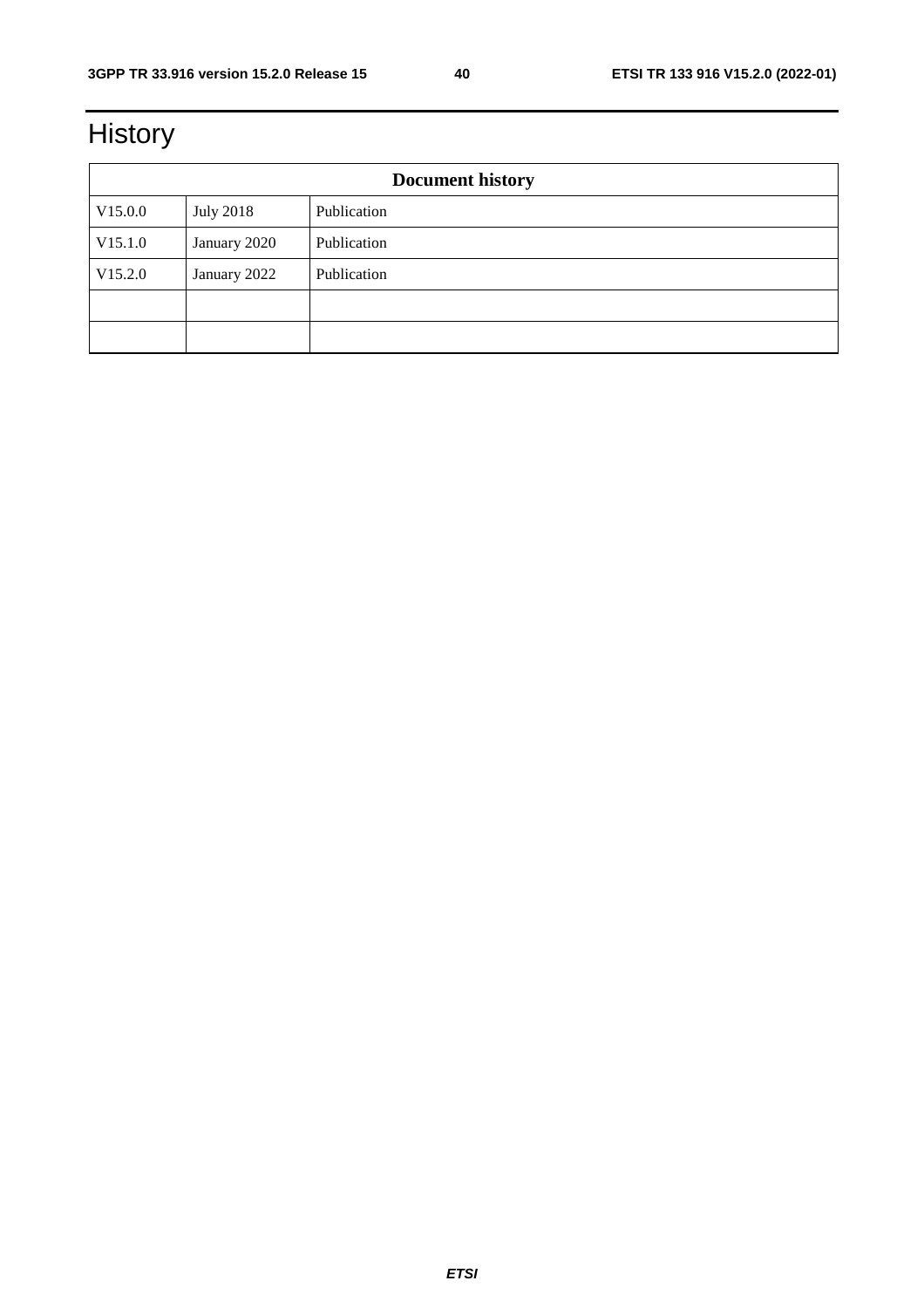# History

| Document history | | |
|---|---|---|
| V15.0.0 | July 2018 | Publication |
| V15.1.0 | January 2020 | Publication |
| V15.2.0 | January 2022 | Publication |
| | | |
| | | |